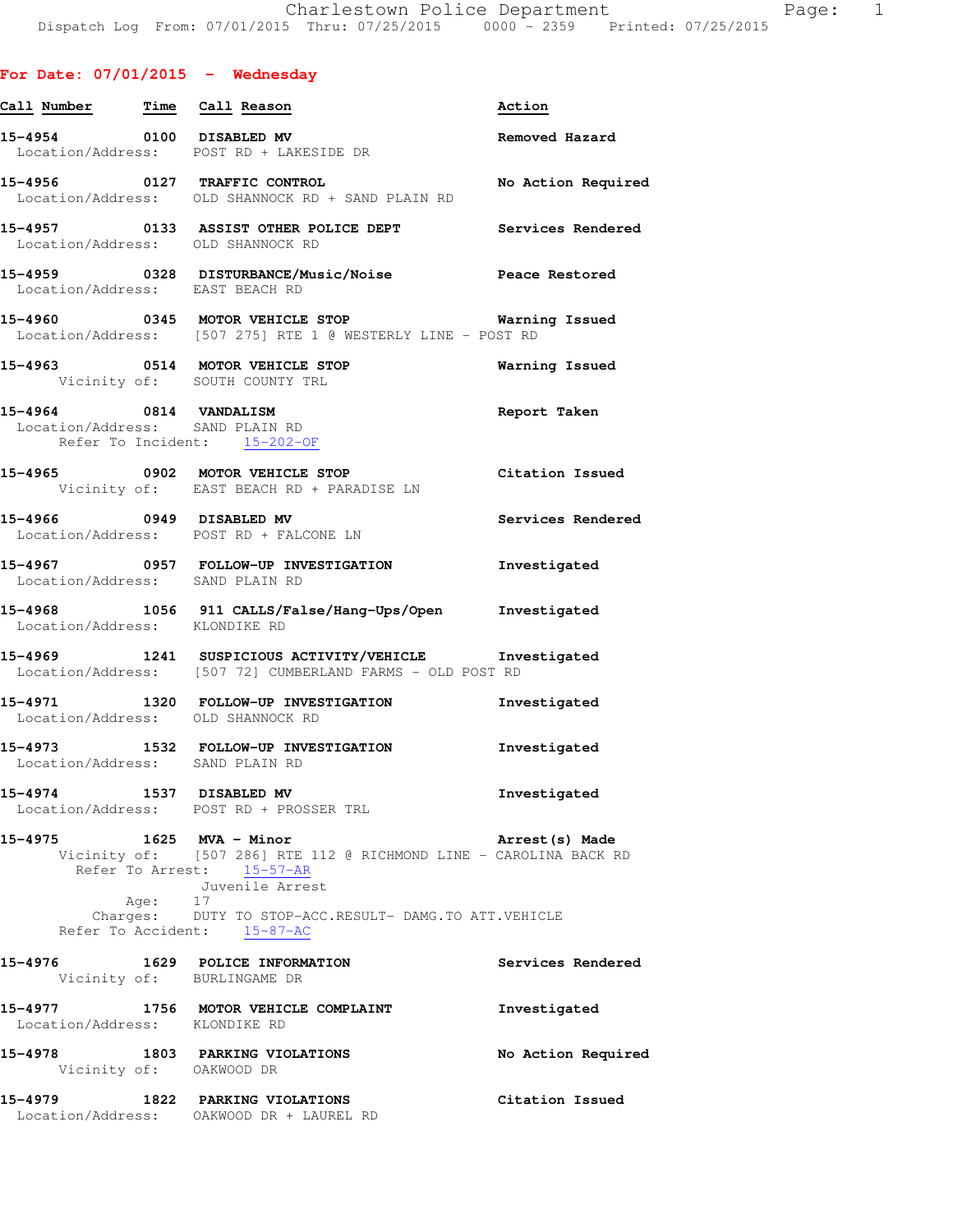**For Date: 07/01/2015 - Wednesday**

| Call Number | Time | Call Reason | Action |
|---|---|---|---|
| **15-4954** | **0100** | **DISABLED MV** | **Removed Hazard** |

Location/Address: POST RD + LAKESIDE DR

**15-4956 0127 TRAFFIC CONTROL — No Action Required**
Location/Address: OLD SHANNOCK RD + SAND PLAIN RD

**15-4957 0133 ASSIST OTHER POLICE DEPT — Services Rendered**
Location/Address: OLD SHANNOCK RD

**15-4959 0328 DISTURBANCE/Music/Noise — Peace Restored**
Location/Address: EAST BEACH RD

**15-4960 0345 MOTOR VEHICLE STOP — Warning Issued**
Location/Address: [507 275] RTE 1 @ WESTERLY LINE - POST RD

**15-4963 0514 MOTOR VEHICLE STOP — Warning Issued**
Vicinity of: SOUTH COUNTY TRL

**15-4964 0814 VANDALISM — Report Taken**
Location/Address: SAND PLAIN RD
Refer To Incident: 15-202-OF

**15-4965 0902 MOTOR VEHICLE STOP — Citation Issued**
Vicinity of: EAST BEACH RD + PARADISE LN

**15-4966 0949 DISABLED MV — Services Rendered**
Location/Address: POST RD + FALCONE LN

**15-4967 0957 FOLLOW-UP INVESTIGATION — Investigated**
Location/Address: SAND PLAIN RD

**15-4968 1056 911 CALLS/False/Hang-Ups/Open — Investigated**
Location/Address: KLONDIKE RD

**15-4969 1241 SUSPICIOUS ACTIVITY/VEHICLE — Investigated**
Location/Address: [507 72] CUMBERLAND FARMS - OLD POST RD

**15-4971 1320 FOLLOW-UP INVESTIGATION — Investigated**
Location/Address: OLD SHANNOCK RD

**15-4973 1532 FOLLOW-UP INVESTIGATION — Investigated**
Location/Address: SAND PLAIN RD

**15-4974 1537 DISABLED MV — Investigated**
Location/Address: POST RD + PROSSER TRL

**15-4975 1625 MVA - Minor — Arrest(s) Made**
Vicinity of: [507 286] RTE 112 @ RICHMOND LINE - CAROLINA BACK RD
Refer To Arrest: 15-57-AR
Juvenile Arrest
Age: 17
Charges: DUTY TO STOP-ACC.RESULT- DAMG.TO ATT.VEHICLE
Refer To Accident: 15-87-AC

**15-4976 1629 POLICE INFORMATION — Services Rendered**
Vicinity of: BURLINGAME DR

**15-4977 1756 MOTOR VEHICLE COMPLAINT — Investigated**
Location/Address: KLONDIKE RD

**15-4978 1803 PARKING VIOLATIONS — No Action Required**
Vicinity of: OAKWOOD DR

**15-4979 1822 PARKING VIOLATIONS — Citation Issued**
Location/Address: OAKWOOD DR + LAUREL RD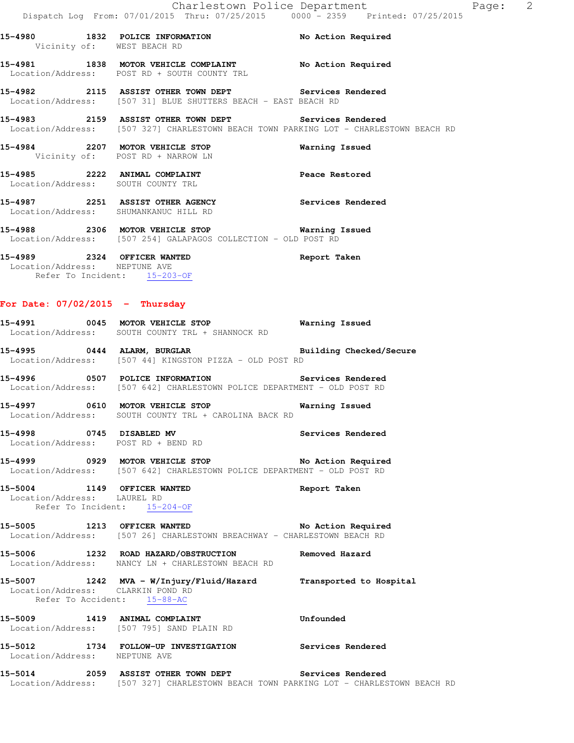**15-4980 1832 POLICE INFORMATION** — No Action Required
Vicinity of: WEST BEACH RD

**15-4981 1838 MOTOR VEHICLE COMPLAINT** — No Action Required
Location/Address: POST RD + SOUTH COUNTY TRL

**15-4982 2115 ASSIST OTHER TOWN DEPT** — Services Rendered
Location/Address: [507 31] BLUE SHUTTERS BEACH - EAST BEACH RD

**15-4983 2159 ASSIST OTHER TOWN DEPT** — Services Rendered
Location/Address: [507 327] CHARLESTOWN BEACH TOWN PARKING LOT - CHARLESTOWN BEACH RD

**15-4984 2207 MOTOR VEHICLE STOP** — Warning Issued
Vicinity of: POST RD + NARROW LN

**15-4985 2222 ANIMAL COMPLAINT** — Peace Restored
Location/Address: SOUTH COUNTY TRL

**15-4987 2251 ASSIST OTHER AGENCY** — Services Rendered
Location/Address: SHUMANKANUC HILL RD

**15-4988 2306 MOTOR VEHICLE STOP** — Warning Issued
Location/Address: [507 254] GALAPAGOS COLLECTION - OLD POST RD

**15-4989 2324 OFFICER WANTED** — Report Taken
Location/Address: NEPTUNE AVE
Refer To Incident: 15-203-OF

## For Date: 07/02/2015 - Thursday

**15-4991 0045 MOTOR VEHICLE STOP** — Warning Issued
Location/Address: SOUTH COUNTY TRL + SHANNOCK RD

**15-4995 0444 ALARM, BURGLAR** — Building Checked/Secure
Location/Address: [507 44] KINGSTON PIZZA - OLD POST RD

**15-4996 0507 POLICE INFORMATION** — Services Rendered
Location/Address: [507 642] CHARLESTOWN POLICE DEPARTMENT - OLD POST RD

**15-4997 0610 MOTOR VEHICLE STOP** — Warning Issued
Location/Address: SOUTH COUNTY TRL + CAROLINA BACK RD

**15-4998 0745 DISABLED MV** — Services Rendered
Location/Address: POST RD + BEND RD

**15-4999 0929 MOTOR VEHICLE STOP** — No Action Required
Location/Address: [507 642] CHARLESTOWN POLICE DEPARTMENT - OLD POST RD

**15-5004 1149 OFFICER WANTED** — Report Taken
Location/Address: LAUREL RD
Refer To Incident: 15-204-OF

**15-5005 1213 OFFICER WANTED** — No Action Required
Location/Address: [507 26] CHARLESTOWN BREACHWAY - CHARLESTOWN BEACH RD

**15-5006 1232 ROAD HAZARD/OBSTRUCTION** — Removed Hazard
Location/Address: NANCY LN + CHARLESTOWN BEACH RD

**15-5007 1242 MVA - W/Injury/Fluid/Hazard** — Transported to Hospital
Location/Address: CLARKIN POND RD
Refer To Accident: 15-88-AC

**15-5009 1419 ANIMAL COMPLAINT** — Unfounded
Location/Address: [507 795] SAND PLAIN RD

**15-5012 1734 FOLLOW-UP INVESTIGATION** — Services Rendered
Location/Address: NEPTUNE AVE

**15-5014 2059 ASSIST OTHER TOWN DEPT** — Services Rendered
Location/Address: [507 327] CHARLESTOWN BEACH TOWN PARKING LOT - CHARLESTOWN BEACH RD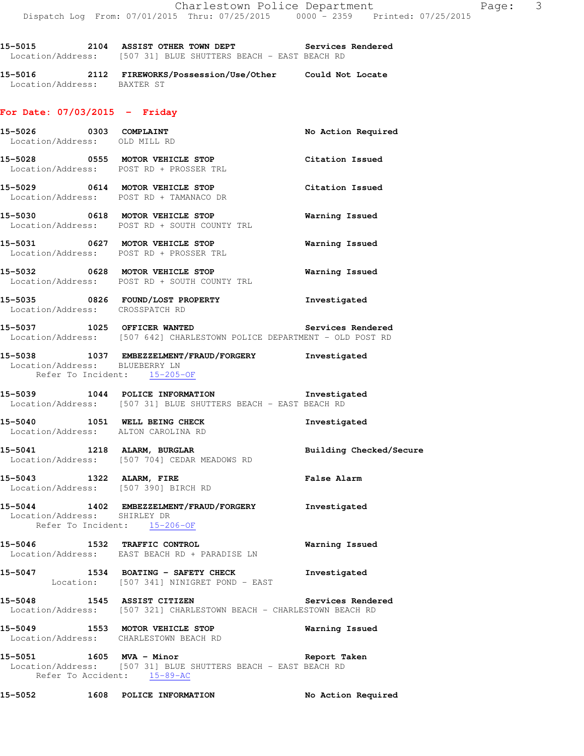15-5015 2104 ASSIST OTHER TOWN DEPT Services Rendered
Location/Address: [507 31] BLUE SHUTTERS BEACH - EAST BEACH RD

15-5016 2112 FIREWORKS/Possession/Use/Other Could Not Locate
Location/Address: BAXTER ST

## For Date: 07/03/2015 - Friday

15-5026 0303 COMPLAINT No Action Required
Location/Address: OLD MILL RD

15-5028 0555 MOTOR VEHICLE STOP Citation Issued
Location/Address: POST RD + PROSSER TRL

15-5029 0614 MOTOR VEHICLE STOP Citation Issued
Location/Address: POST RD + TAMANACO DR

15-5030 0618 MOTOR VEHICLE STOP Warning Issued
Location/Address: POST RD + SOUTH COUNTY TRL

15-5031 0627 MOTOR VEHICLE STOP Warning Issued
Location/Address: POST RD + PROSSER TRL

15-5032 0628 MOTOR VEHICLE STOP Warning Issued
Location/Address: POST RD + SOUTH COUNTY TRL

15-5035 0826 FOUND/LOST PROPERTY Investigated
Location/Address: CROSSPATCH RD

15-5037 1025 OFFICER WANTED Services Rendered
Location/Address: [507 642] CHARLESTOWN POLICE DEPARTMENT - OLD POST RD

15-5038 1037 EMBEZZELMENT/FRAUD/FORGERY Investigated
Location/Address: BLUEBERRY LN
Refer To Incident: 15-205-OF

15-5039 1044 POLICE INFORMATION Investigated
Location/Address: [507 31] BLUE SHUTTERS BEACH - EAST BEACH RD

15-5040 1051 WELL BEING CHECK Investigated
Location/Address: ALTON CAROLINA RD

15-5041 1218 ALARM, BURGLAR Building Checked/Secure
Location/Address: [507 704] CEDAR MEADOWS RD

15-5043 1322 ALARM, FIRE False Alarm
Location/Address: [507 390] BIRCH RD

15-5044 1402 EMBEZZELMENT/FRAUD/FORGERY Investigated
Location/Address: SHIRLEY DR
Refer To Incident: 15-206-OF

15-5046 1532 TRAFFIC CONTROL Warning Issued
Location/Address: EAST BEACH RD + PARADISE LN

15-5047 1534 BOATING - SAFETY CHECK Investigated
Location: [507 341] NINIGRET POND - EAST

15-5048 1545 ASSIST CITIZEN Services Rendered
Location/Address: [507 321] CHARLESTOWN BEACH - CHARLESTOWN BEACH RD

15-5049 1553 MOTOR VEHICLE STOP Warning Issued
Location/Address: CHARLESTOWN BEACH RD

15-5051 1605 MVA - Minor Report Taken
Location/Address: [507 31] BLUE SHUTTERS BEACH - EAST BEACH RD
Refer To Accident: 15-89-AC

15-5052 1608 POLICE INFORMATION No Action Required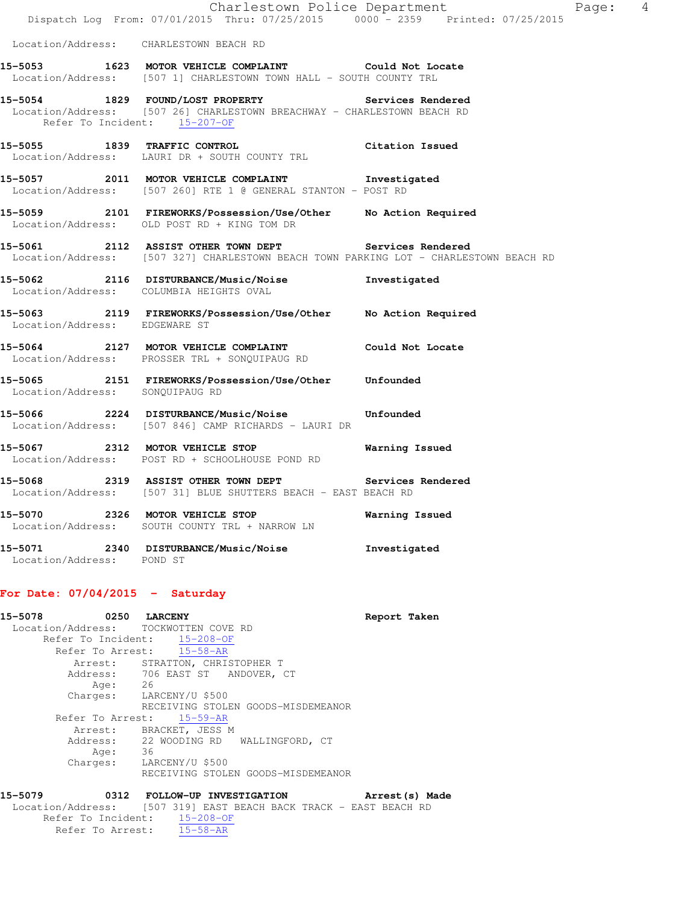Location/Address: CHARLESTOWN BEACH RD

**15-5053 1623 MOTOR VEHICLE COMPLAINT Could Not Locate**
Location/Address: [507 1] CHARLESTOWN TOWN HALL - SOUTH COUNTY TRL

**15-5054 1829 FOUND/LOST PROPERTY Services Rendered**
Location/Address: [507 26] CHARLESTOWN BREACHWAY - CHARLESTOWN BEACH RD
Refer To Incident: 15-207-OF

**15-5055 1839 TRAFFIC CONTROL Citation Issued**
Location/Address: LAURI DR + SOUTH COUNTY TRL

**15-5057 2011 MOTOR VEHICLE COMPLAINT Investigated**
Location/Address: [507 260] RTE 1 @ GENERAL STANTON - POST RD

**15-5059 2101 FIREWORKS/Possession/Use/Other No Action Required**
Location/Address: OLD POST RD + KING TOM DR

**15-5061 2112 ASSIST OTHER TOWN DEPT Services Rendered**
Location/Address: [507 327] CHARLESTOWN BEACH TOWN PARKING LOT - CHARLESTOWN BEACH RD

**15-5062 2116 DISTURBANCE/Music/Noise Investigated**
Location/Address: COLUMBIA HEIGHTS OVAL

**15-5063 2119 FIREWORKS/Possession/Use/Other No Action Required**
Location/Address: EDGEWARE ST

**15-5064 2127 MOTOR VEHICLE COMPLAINT Could Not Locate**
Location/Address: PROSSER TRL + SONQUIPAUG RD

**15-5065 2151 FIREWORKS/Possession/Use/Other Unfounded**
Location/Address: SONQUIPAUG RD

**15-5066 2224 DISTURBANCE/Music/Noise Unfounded**
Location/Address: [507 846] CAMP RICHARDS - LAURI DR

**15-5067 2312 MOTOR VEHICLE STOP Warning Issued**
Location/Address: POST RD + SCHOOLHOUSE POND RD

**15-5068 2319 ASSIST OTHER TOWN DEPT Services Rendered**
Location/Address: [507 31] BLUE SHUTTERS BEACH - EAST BEACH RD

**15-5070 2326 MOTOR VEHICLE STOP Warning Issued**
Location/Address: SOUTH COUNTY TRL + NARROW LN

**15-5071 2340 DISTURBANCE/Music/Noise Investigated**
Location/Address: POND ST

## For Date: 07/04/2015 - Saturday

**15-5078 0250 LARCENY Report Taken**
Location/Address: TOCKWOTTEN COVE RD
Refer To Incident: 15-208-OF
Refer To Arrest: 15-58-AR
Arrest: STRATTON, CHRISTOPHER T
Address: 706 EAST ST ANDOVER, CT
Age: 26
Charges: LARCENY/U $500
RECEIVING STOLEN GOODS-MISDEMEANOR
Refer To Arrest: 15-59-AR
Arrest: BRACKET, JESS M
Address: 22 WOODING RD WALLINGFORD, CT
Age: 36
Charges: LARCENY/U $500
RECEIVING STOLEN GOODS-MISDEMEANOR

**15-5079 0312 FOLLOW-UP INVESTIGATION Arrest(s) Made**
Location/Address: [507 319] EAST BEACH BACK TRACK - EAST BEACH RD
Refer To Incident: 15-208-OF
Refer To Arrest: 15-58-AR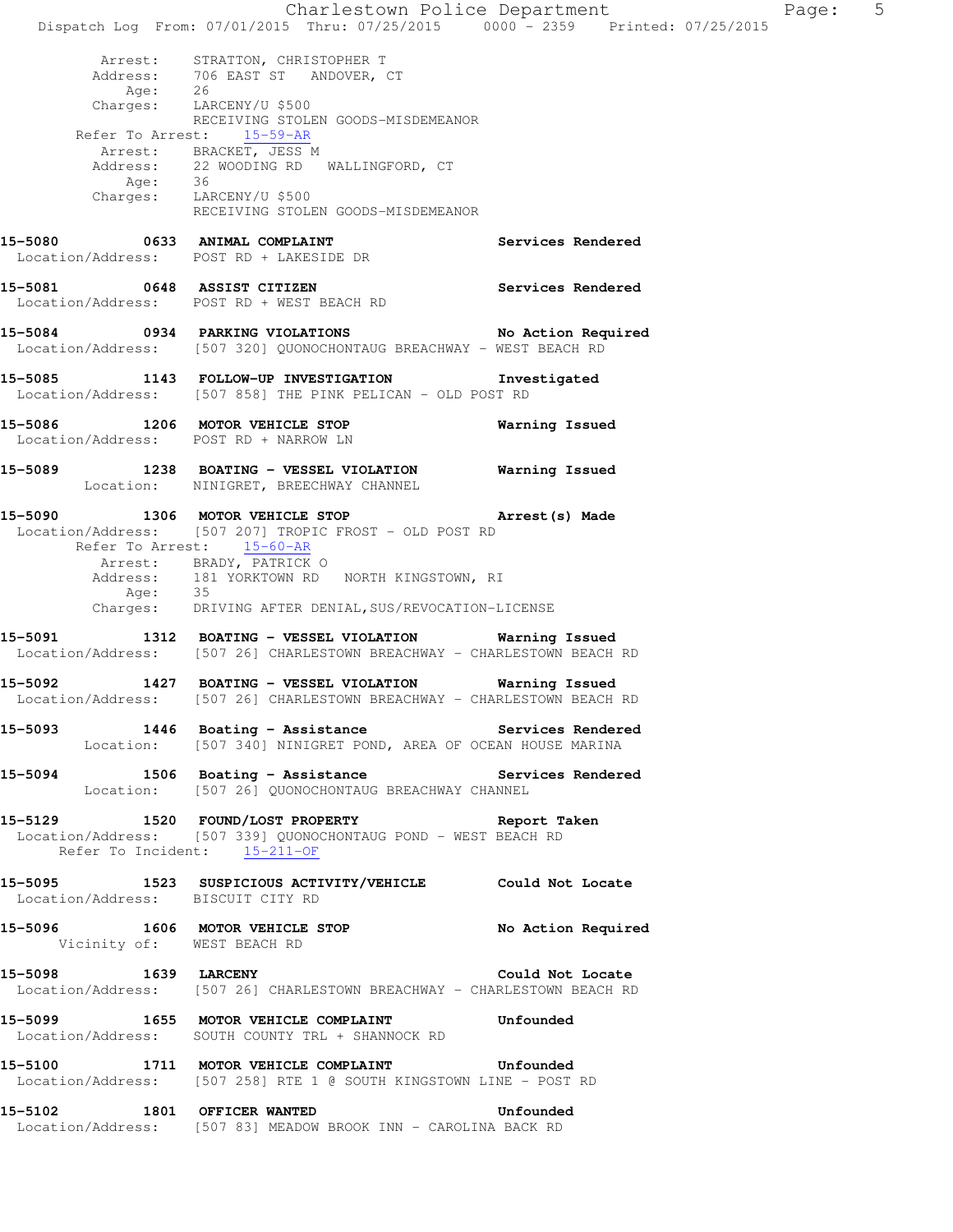Arrest: STRATTON, CHRISTOPHER T
Address: 706 EAST ST ANDOVER, CT
Age: 26
Charges: LARCENY/U $500
RECEIVING STOLEN GOODS-MISDEMEANOR
Refer To Arrest: 15-59-AR
Arrest: BRACKET, JESS M
Address: 22 WOODING RD WALLINGFORD, CT
Age: 36
Charges: LARCENY/U $500
RECEIVING STOLEN GOODS-MISDEMEANOR

**15-5080 0633 ANIMAL COMPLAINT** Services Rendered
Location/Address: POST RD + LAKESIDE DR

**15-5081 0648 ASSIST CITIZEN** Services Rendered
Location/Address: POST RD + WEST BEACH RD

**15-5084 0934 PARKING VIOLATIONS** No Action Required
Location/Address: [507 320] QUONOCHONTAUG BREACHWAY - WEST BEACH RD

**15-5085 1143 FOLLOW-UP INVESTIGATION** Investigated
Location/Address: [507 858] THE PINK PELICAN - OLD POST RD

**15-5086 1206 MOTOR VEHICLE STOP** Warning Issued
Location/Address: POST RD + NARROW LN

**15-5089 1238 BOATING - VESSEL VIOLATION** Warning Issued
Location: NINIGRET, BREECHWAY CHANNEL

**15-5090 1306 MOTOR VEHICLE STOP** Arrest(s) Made
Location/Address: [507 207] TROPIC FROST - OLD POST RD
Refer To Arrest: 15-60-AR
Arrest: BRADY, PATRICK O
Address: 181 YORKTOWN RD NORTH KINGSTOWN, RI
Age: 35
Charges: DRIVING AFTER DENIAL,SUS/REVOCATION-LICENSE

**15-5091 1312 BOATING - VESSEL VIOLATION** Warning Issued
Location/Address: [507 26] CHARLESTOWN BREACHWAY - CHARLESTOWN BEACH RD

**15-5092 1427 BOATING - VESSEL VIOLATION** Warning Issued
Location/Address: [507 26] CHARLESTOWN BREACHWAY - CHARLESTOWN BEACH RD

**15-5093 1446 Boating - Assistance** Services Rendered
Location: [507 340] NINIGRET POND, AREA OF OCEAN HOUSE MARINA

**15-5094 1506 Boating - Assistance** Services Rendered
Location: [507 26] QUONOCHONTAUG BREACHWAY CHANNEL

**15-5129 1520 FOUND/LOST PROPERTY** Report Taken
Location/Address: [507 339] QUONOCHONTAUG POND - WEST BEACH RD
Refer To Incident: 15-211-OF

**15-5095 1523 SUSPICIOUS ACTIVITY/VEHICLE** Could Not Locate
Location/Address: BISCUIT CITY RD

**15-5096 1606 MOTOR VEHICLE STOP** No Action Required
Vicinity of: WEST BEACH RD

**15-5098 1639 LARCENY** Could Not Locate
Location/Address: [507 26] CHARLESTOWN BREACHWAY - CHARLESTOWN BEACH RD

**15-5099 1655 MOTOR VEHICLE COMPLAINT** Unfounded
Location/Address: SOUTH COUNTY TRL + SHANNOCK RD

**15-5100 1711 MOTOR VEHICLE COMPLAINT** Unfounded
Location/Address: [507 258] RTE 1 @ SOUTH KINGSTOWN LINE - POST RD

**15-5102 1801 OFFICER WANTED** Unfounded
Location/Address: [507 83] MEADOW BROOK INN - CAROLINA BACK RD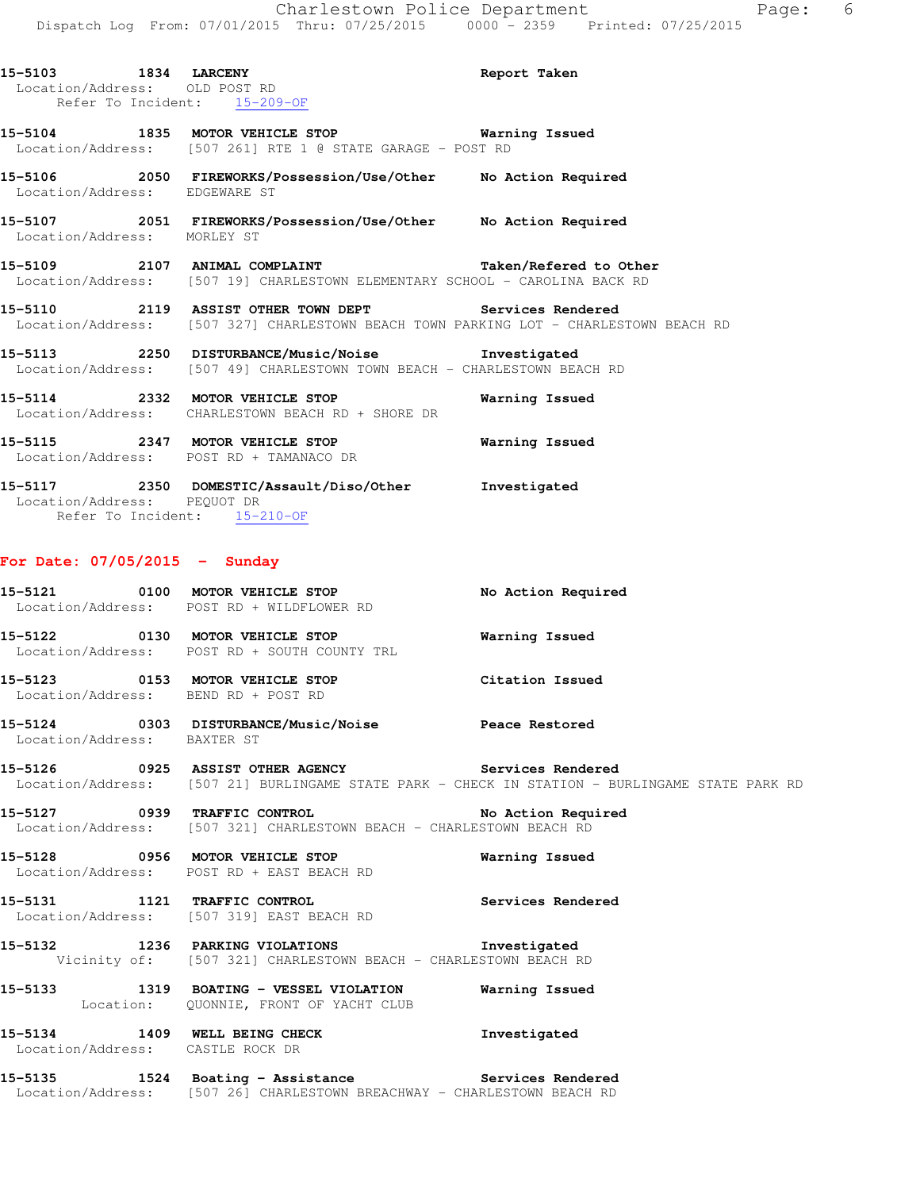15-5103 1834 **LARCENY** **Report Taken**
Location/Address: OLD POST RD
Refer To Incident: 15-209-OF

15-5104 1835 **MOTOR VEHICLE STOP** **Warning Issued**
Location/Address: [507 261] RTE 1 @ STATE GARAGE - POST RD

15-5106 2050 **FIREWORKS/Possession/Use/Other** **No Action Required**
Location/Address: EDGEWARE ST

15-5107 2051 **FIREWORKS/Possession/Use/Other** **No Action Required**
Location/Address: MORLEY ST

15-5109 2107 **ANIMAL COMPLAINT** **Taken/Refered to Other**
Location/Address: [507 19] CHARLESTOWN ELEMENTARY SCHOOL - CAROLINA BACK RD

15-5110 2119 **ASSIST OTHER TOWN DEPT** **Services Rendered**
Location/Address: [507 327] CHARLESTOWN BEACH TOWN PARKING LOT - CHARLESTOWN BEACH RD

15-5113 2250 **DISTURBANCE/Music/Noise** **Investigated**
Location/Address: [507 49] CHARLESTOWN TOWN BEACH - CHARLESTOWN BEACH RD

15-5114 2332 **MOTOR VEHICLE STOP** **Warning Issued**
Location/Address: CHARLESTOWN BEACH RD + SHORE DR

15-5115 2347 **MOTOR VEHICLE STOP** **Warning Issued**
Location/Address: POST RD + TAMANACO DR

15-5117 2350 **DOMESTIC/Assault/Diso/Other** **Investigated**
Location/Address: PEQUOT DR
Refer To Incident: 15-210-OF

## For Date: 07/05/2015 - Sunday

15-5121 0100 **MOTOR VEHICLE STOP** **No Action Required**
Location/Address: POST RD + WILDFLOWER RD

15-5122 0130 **MOTOR VEHICLE STOP** **Warning Issued**
Location/Address: POST RD + SOUTH COUNTY TRL

15-5123 0153 **MOTOR VEHICLE STOP** **Citation Issued**
Location/Address: BEND RD + POST RD

15-5124 0303 **DISTURBANCE/Music/Noise** **Peace Restored**
Location/Address: BAXTER ST

15-5126 0925 **ASSIST OTHER AGENCY** **Services Rendered**
Location/Address: [507 21] BURLINGAME STATE PARK - CHECK IN STATION - BURLINGAME STATE PARK RD

15-5127 0939 **TRAFFIC CONTROL** **No Action Required**
Location/Address: [507 321] CHARLESTOWN BEACH - CHARLESTOWN BEACH RD

15-5128 0956 **MOTOR VEHICLE STOP** **Warning Issued**
Location/Address: POST RD + EAST BEACH RD

15-5131 1121 **TRAFFIC CONTROL** **Services Rendered**
Location/Address: [507 319] EAST BEACH RD

15-5132 1236 **PARKING VIOLATIONS** **Investigated**
Vicinity of: [507 321] CHARLESTOWN BEACH - CHARLESTOWN BEACH RD

15-5133 1319 **BOATING - VESSEL VIOLATION** **Warning Issued**
Location: QUONNIE, FRONT OF YACHT CLUB

15-5134 1409 **WELL BEING CHECK** **Investigated**
Location/Address: CASTLE ROCK DR

15-5135 1524 **Boating - Assistance** **Services Rendered**
Location/Address: [507 26] CHARLESTOWN BREACHWAY - CHARLESTOWN BEACH RD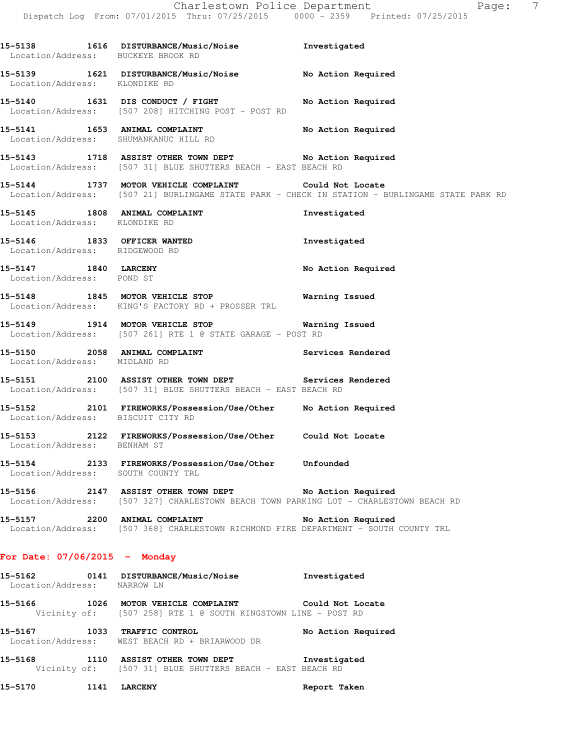15-5138 1616 DISTURBANCE/Music/Noise Investigated
Location/Address: BUCKEYE BROOK RD

15-5139 1621 DISTURBANCE/Music/Noise No Action Required
Location/Address: KLONDIKE RD

15-5140 1631 DIS CONDUCT / FIGHT No Action Required
Location/Address: [507 208] HITCHING POST - POST RD

15-5141 1653 ANIMAL COMPLAINT No Action Required
Location/Address: SHUMANKANUC HILL RD

15-5143 1718 ASSIST OTHER TOWN DEPT No Action Required
Location/Address: [507 31] BLUE SHUTTERS BEACH - EAST BEACH RD

15-5144 1737 MOTOR VEHICLE COMPLAINT Could Not Locate
Location/Address: [507 21] BURLINGAME STATE PARK - CHECK IN STATION - BURLINGAME STATE PARK RD

15-5145 1808 ANIMAL COMPLAINT Investigated
Location/Address: KLONDIKE RD

15-5146 1833 OFFICER WANTED Investigated
Location/Address: RIDGEWOOD RD

15-5147 1840 LARCENY No Action Required
Location/Address: POND ST

15-5148 1845 MOTOR VEHICLE STOP Warning Issued
Location/Address: KING'S FACTORY RD + PROSSER TRL

15-5149 1914 MOTOR VEHICLE STOP Warning Issued
Location/Address: [507 261] RTE 1 @ STATE GARAGE - POST RD

15-5150 2058 ANIMAL COMPLAINT Services Rendered
Location/Address: MIDLAND RD

15-5151 2100 ASSIST OTHER TOWN DEPT Services Rendered
Location/Address: [507 31] BLUE SHUTTERS BEACH - EAST BEACH RD

15-5152 2101 FIREWORKS/Possession/Use/Other No Action Required
Location/Address: BISCUIT CITY RD

15-5153 2122 FIREWORKS/Possession/Use/Other Could Not Locate
Location/Address: BENHAM ST

15-5154 2133 FIREWORKS/Possession/Use/Other Unfounded
Location/Address: SOUTH COUNTY TRL

15-5156 2147 ASSIST OTHER TOWN DEPT No Action Required
Location/Address: [507 327] CHARLESTOWN BEACH TOWN PARKING LOT - CHARLESTOWN BEACH RD

15-5157 2200 ANIMAL COMPLAINT No Action Required
Location/Address: [507 368] CHARLESTOWN RICHMOND FIRE DEPARTMENT - SOUTH COUNTY TRL

**For Date: 07/06/2015 - Monday**

15-5162 0141 DISTURBANCE/Music/Noise Investigated
Location/Address: NARROW LN

15-5166 1026 MOTOR VEHICLE COMPLAINT Could Not Locate
Vicinity of: [507 258] RTE 1 @ SOUTH KINGSTOWN LINE - POST RD

15-5167 1033 TRAFFIC CONTROL No Action Required
Location/Address: WEST BEACH RD + BRIARWOOD DR

15-5168 1110 ASSIST OTHER TOWN DEPT Investigated
Vicinity of: [507 31] BLUE SHUTTERS BEACH - EAST BEACH RD

15-5170 1141 LARCENY Report Taken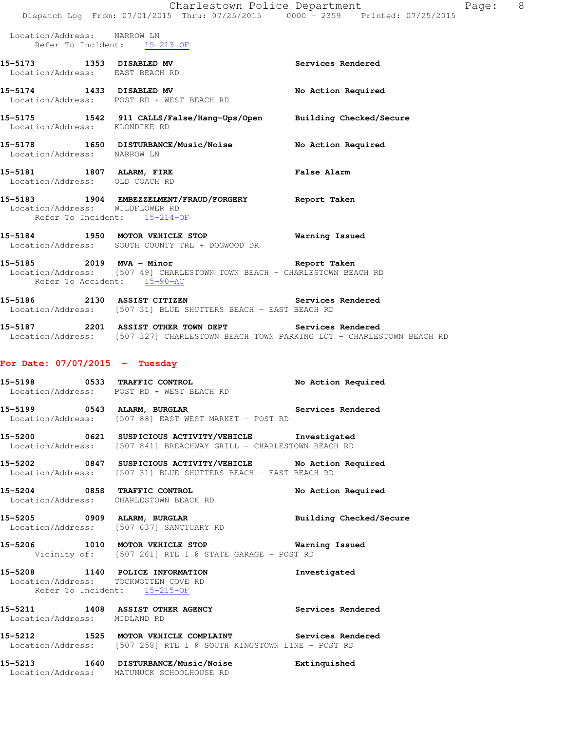Location/Address: NARROW LN
Refer To Incident: 15-213-OF

**15-5173** 1353 **DISABLED MV** Services Rendered
Location/Address: EAST BEACH RD

**15-5174** 1433 **DISABLED MV** No Action Required
Location/Address: POST RD + WEST BEACH RD

**15-5175** 1542 **911 CALLS/False/Hang-Ups/Open** Building Checked/Secure
Location/Address: KLONDIKE RD

**15-5178** 1650 **DISTURBANCE/Music/Noise** No Action Required
Location/Address: NARROW LN

**15-5181** 1807 **ALARM, FIRE** False Alarm
Location/Address: OLD COACH RD

**15-5183** 1904 **EMBEZZELMENT/FRAUD/FORGERY** Report Taken
Location/Address: WILDFLOWER RD
Refer To Incident: 15-214-OF

**15-5184** 1950 **MOTOR VEHICLE STOP** Warning Issued
Location/Address: SOUTH COUNTY TRL + DOGWOOD DR

**15-5185** 2019 **MVA - Minor** Report Taken
Location/Address: [507 49] CHARLESTOWN TOWN BEACH - CHARLESTOWN BEACH RD
Refer To Accident: 15-90-AC

**15-5186** 2130 **ASSIST CITIZEN** Services Rendered
Location/Address: [507 31] BLUE SHUTTERS BEACH - EAST BEACH RD

**15-5187** 2201 **ASSIST OTHER TOWN DEPT** Services Rendered
Location/Address: [507 327] CHARLESTOWN BEACH TOWN PARKING LOT - CHARLESTOWN BEACH RD

## For Date: 07/07/2015 - Tuesday

**15-5198** 0533 **TRAFFIC CONTROL** No Action Required
Location/Address: POST RD + WEST BEACH RD

**15-5199** 0543 **ALARM, BURGLAR** Services Rendered
Location/Address: [507 88] EAST WEST MARKET - POST RD

**15-5200** 0621 **SUSPICIOUS ACTIVITY/VEHICLE** Investigated
Location/Address: [507 841] BREACHWAY GRILL - CHARLESTOWN BEACH RD

**15-5202** 0847 **SUSPICIOUS ACTIVITY/VEHICLE** No Action Required
Location/Address: [507 31] BLUE SHUTTERS BEACH - EAST BEACH RD

**15-5204** 0858 **TRAFFIC CONTROL** No Action Required
Location/Address: CHARLESTOWN BEACH RD

**15-5205** 0909 **ALARM, BURGLAR** Building Checked/Secure
Location/Address: [507 637] SANCTUARY RD

**15-5206** 1010 **MOTOR VEHICLE STOP** Warning Issued
Vicinity of: [507 261] RTE 1 @ STATE GARAGE - POST RD

**15-5208** 1140 **POLICE INFORMATION** Investigated
Location/Address: TOCKWOTTEN COVE RD
Refer To Incident: 15-215-OF

**15-5211** 1408 **ASSIST OTHER AGENCY** Services Rendered
Location/Address: MIDLAND RD

**15-5212** 1525 **MOTOR VEHICLE COMPLAINT** Services Rendered
Location/Address: [507 258] RTE 1 @ SOUTH KINGSTOWN LINE - POST RD

**15-5213** 1640 **DISTURBANCE/Music/Noise** Extinquished
Location/Address: MATUNUCK SCHOOLHOUSE RD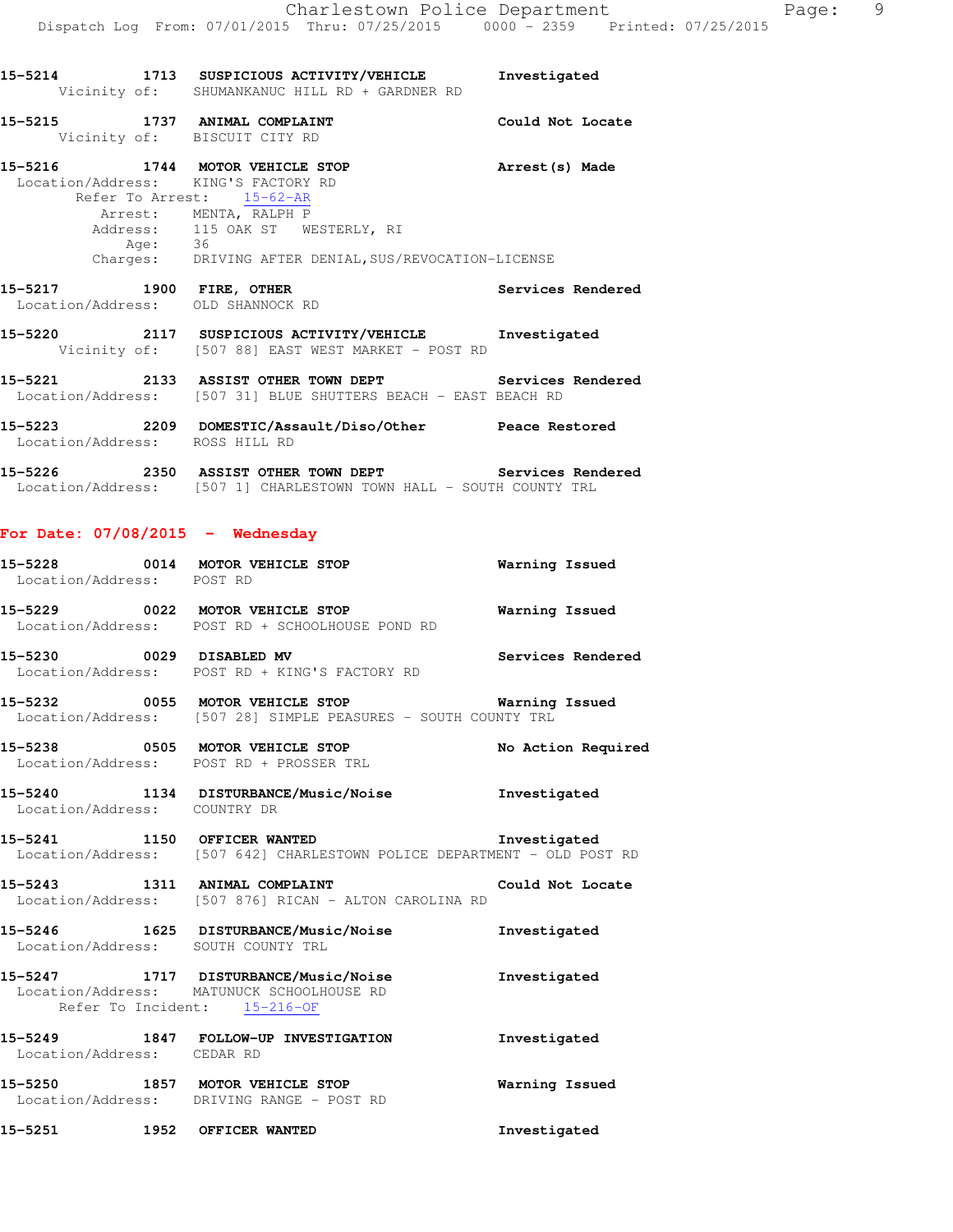15-5214 1713 SUSPICIOUS ACTIVITY/VEHICLE Investigated
Vicinity of: SHUMANKANUC HILL RD + GARDNER RD

15-5215 1737 ANIMAL COMPLAINT Could Not Locate
Vicinity of: BISCUIT CITY RD

15-5216 1744 MOTOR VEHICLE STOP Arrest(s) Made
Location/Address: KING'S FACTORY RD
Refer To Arrest: 15-62-AR
Arrest: MENTA, RALPH P
Address: 115 OAK ST WESTERLY, RI
Age: 36
Charges: DRIVING AFTER DENIAL,SUS/REVOCATION-LICENSE

15-5217 1900 FIRE, OTHER Services Rendered
Location/Address: OLD SHANNOCK RD

15-5220 2117 SUSPICIOUS ACTIVITY/VEHICLE Investigated
Vicinity of: [507 88] EAST WEST MARKET - POST RD

15-5221 2133 ASSIST OTHER TOWN DEPT Services Rendered
Location/Address: [507 31] BLUE SHUTTERS BEACH - EAST BEACH RD

15-5223 2209 DOMESTIC/Assault/Diso/Other Peace Restored
Location/Address: ROSS HILL RD

15-5226 2350 ASSIST OTHER TOWN DEPT Services Rendered
Location/Address: [507 1] CHARLESTOWN TOWN HALL - SOUTH COUNTY TRL

## For Date: 07/08/2015 - Wednesday

15-5228 0014 MOTOR VEHICLE STOP Warning Issued
Location/Address: POST RD

15-5229 0022 MOTOR VEHICLE STOP Warning Issued
Location/Address: POST RD + SCHOOLHOUSE POND RD

15-5230 0029 DISABLED MV Services Rendered
Location/Address: POST RD + KING'S FACTORY RD

15-5232 0055 MOTOR VEHICLE STOP Warning Issued
Location/Address: [507 28] SIMPLE PEASURES - SOUTH COUNTY TRL

15-5238 0505 MOTOR VEHICLE STOP No Action Required
Location/Address: POST RD + PROSSER TRL

15-5240 1134 DISTURBANCE/Music/Noise Investigated
Location/Address: COUNTRY DR

15-5241 1150 OFFICER WANTED Investigated
Location/Address: [507 642] CHARLESTOWN POLICE DEPARTMENT - OLD POST RD

15-5243 1311 ANIMAL COMPLAINT Could Not Locate
Location/Address: [507 876] RICAN - ALTON CAROLINA RD

15-5246 1625 DISTURBANCE/Music/Noise Investigated
Location/Address: SOUTH COUNTY TRL

15-5247 1717 DISTURBANCE/Music/Noise Investigated
Location/Address: MATUNUCK SCHOOLHOUSE RD
Refer To Incident: 15-216-OF

15-5249 1847 FOLLOW-UP INVESTIGATION Investigated
Location/Address: CEDAR RD

15-5250 1857 MOTOR VEHICLE STOP Warning Issued
Location/Address: DRIVING RANGE - POST RD

15-5251 1952 OFFICER WANTED Investigated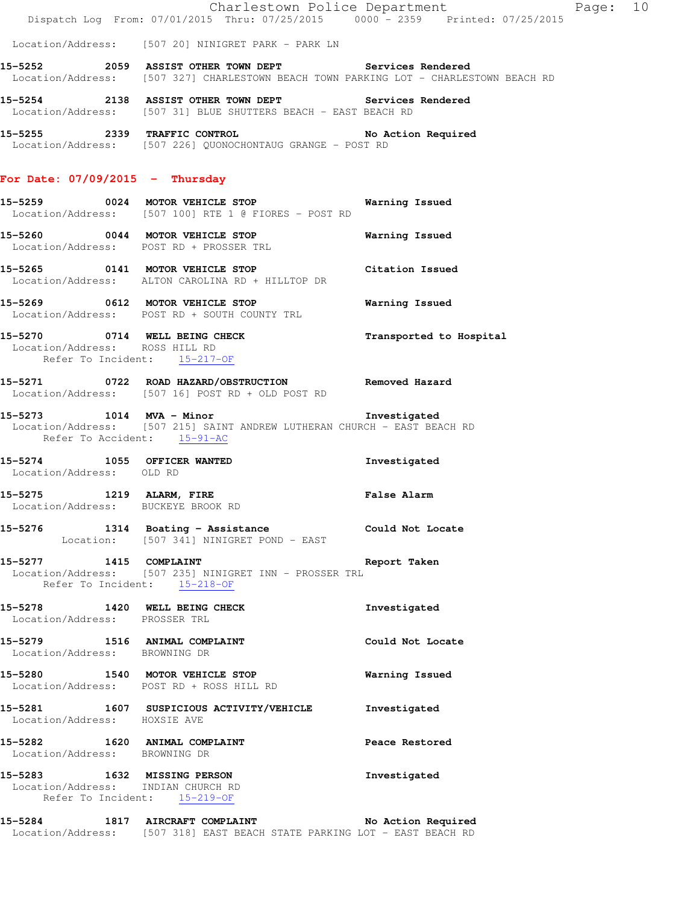Location/Address: [507 20] NINIGRET PARK - PARK LN

**15-5252 2059 ASSIST OTHER TOWN DEPT** Services Rendered
Location/Address: [507 327] CHARLESTOWN BEACH TOWN PARKING LOT - CHARLESTOWN BEACH RD

**15-5254 2138 ASSIST OTHER TOWN DEPT** Services Rendered
Location/Address: [507 31] BLUE SHUTTERS BEACH - EAST BEACH RD

**15-5255 2339 TRAFFIC CONTROL** No Action Required
Location/Address: [507 226] QUONOCHONTAUG GRANGE - POST RD

## For Date: 07/09/2015 - Thursday

**15-5259 0024 MOTOR VEHICLE STOP** Warning Issued
Location/Address: [507 100] RTE 1 @ FIORES - POST RD

**15-5260 0044 MOTOR VEHICLE STOP** Warning Issued
Location/Address: POST RD + PROSSER TRL

**15-5265 0141 MOTOR VEHICLE STOP** Citation Issued
Location/Address: ALTON CAROLINA RD + HILLTOP DR

**15-5269 0612 MOTOR VEHICLE STOP** Warning Issued
Location/Address: POST RD + SOUTH COUNTY TRL

**15-5270 0714 WELL BEING CHECK** Transported to Hospital
Location/Address: ROSS HILL RD
Refer To Incident: 15-217-OF

**15-5271 0722 ROAD HAZARD/OBSTRUCTION** Removed Hazard
Location/Address: [507 16] POST RD + OLD POST RD

**15-5273 1014 MVA - Minor** Investigated
Location/Address: [507 215] SAINT ANDREW LUTHERAN CHURCH - EAST BEACH RD
Refer To Accident: 15-91-AC

**15-5274 1055 OFFICER WANTED** Investigated
Location/Address: OLD RD

**15-5275 1219 ALARM, FIRE** False Alarm
Location/Address: BUCKEYE BROOK RD

**15-5276 1314 Boating - Assistance** Could Not Locate
Location: [507 341] NINIGRET POND - EAST

**15-5277 1415 COMPLAINT** Report Taken
Location/Address: [507 235] NINIGRET INN - PROSSER TRL
Refer To Incident: 15-218-OF

**15-5278 1420 WELL BEING CHECK** Investigated
Location/Address: PROSSER TRL

**15-5279 1516 ANIMAL COMPLAINT** Could Not Locate
Location/Address: BROWNING DR

**15-5280 1540 MOTOR VEHICLE STOP** Warning Issued
Location/Address: POST RD + ROSS HILL RD

**15-5281 1607 SUSPICIOUS ACTIVITY/VEHICLE** Investigated
Location/Address: HOXSIE AVE

**15-5282 1620 ANIMAL COMPLAINT** Peace Restored
Location/Address: BROWNING DR

**15-5283 1632 MISSING PERSON** Investigated
Location/Address: INDIAN CHURCH RD
Refer To Incident: 15-219-OF

**15-5284 1817 AIRCRAFT COMPLAINT** No Action Required
Location/Address: [507 318] EAST BEACH STATE PARKING LOT - EAST BEACH RD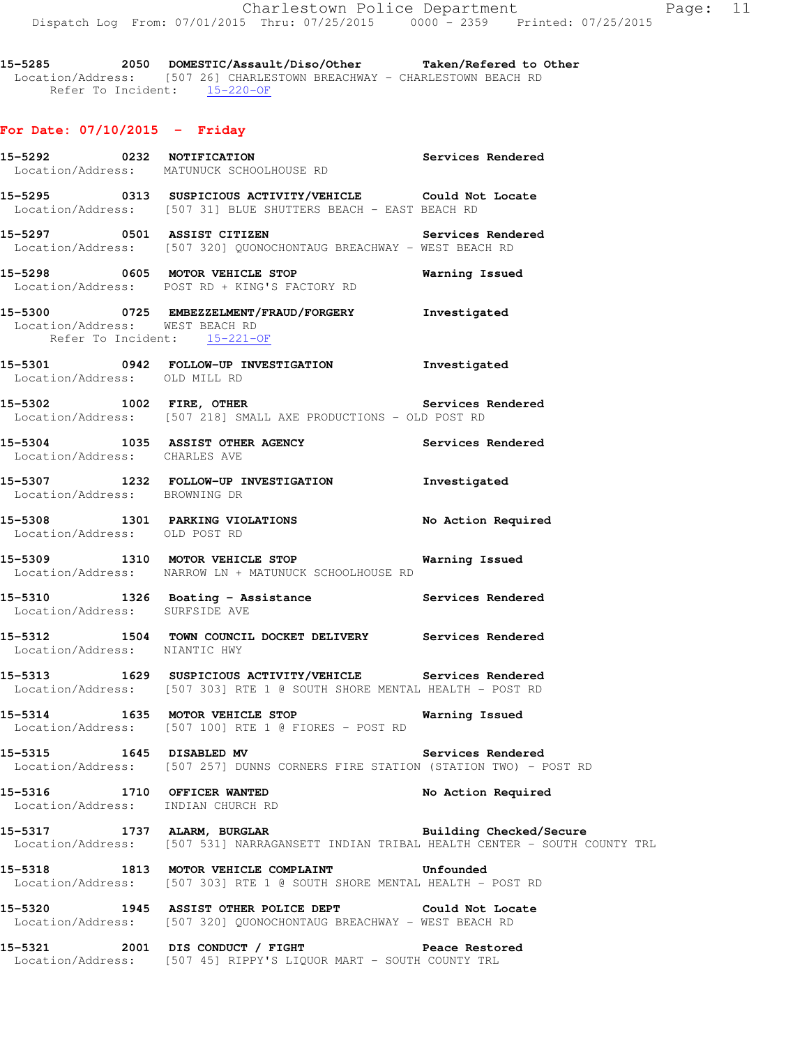**15-5285 2050 DOMESTIC/Assault/Diso/Other Taken/Refered to Other**
Location/Address: [507 26] CHARLESTOWN BREACHWAY - CHARLESTOWN BEACH RD
Refer To Incident: 15-220-OF

## For Date: 07/10/2015 - Friday

**15-5292 0232 NOTIFICATION Services Rendered**
Location/Address: MATUNUCK SCHOOLHOUSE RD

**15-5295 0313 SUSPICIOUS ACTIVITY/VEHICLE Could Not Locate**
Location/Address: [507 31] BLUE SHUTTERS BEACH - EAST BEACH RD

**15-5297 0501 ASSIST CITIZEN Services Rendered**
Location/Address: [507 320] QUONOCHONTAUG BREACHWAY - WEST BEACH RD

**15-5298 0605 MOTOR VEHICLE STOP Warning Issued**
Location/Address: POST RD + KING'S FACTORY RD

**15-5300 0725 EMBEZZELMENT/FRAUD/FORGERY Investigated**
Location/Address: WEST BEACH RD
Refer To Incident: 15-221-OF

**15-5301 0942 FOLLOW-UP INVESTIGATION Investigated**
Location/Address: OLD MILL RD

**15-5302 1002 FIRE, OTHER Services Rendered**
Location/Address: [507 218] SMALL AXE PRODUCTIONS - OLD POST RD

**15-5304 1035 ASSIST OTHER AGENCY Services Rendered**
Location/Address: CHARLES AVE

**15-5307 1232 FOLLOW-UP INVESTIGATION Investigated**
Location/Address: BROWNING DR

**15-5308 1301 PARKING VIOLATIONS No Action Required**
Location/Address: OLD POST RD

**15-5309 1310 MOTOR VEHICLE STOP Warning Issued**
Location/Address: NARROW LN + MATUNUCK SCHOOLHOUSE RD

**15-5310 1326 Boating - Assistance Services Rendered**
Location/Address: SURFSIDE AVE

**15-5312 1504 TOWN COUNCIL DOCKET DELIVERY Services Rendered**
Location/Address: NIANTIC HWY

**15-5313 1629 SUSPICIOUS ACTIVITY/VEHICLE Services Rendered**
Location/Address: [507 303] RTE 1 @ SOUTH SHORE MENTAL HEALTH - POST RD

**15-5314 1635 MOTOR VEHICLE STOP Warning Issued**
Location/Address: [507 100] RTE 1 @ FIORES - POST RD

**15-5315 1645 DISABLED MV Services Rendered**
Location/Address: [507 257] DUNNS CORNERS FIRE STATION (STATION TWO) - POST RD

**15-5316 1710 OFFICER WANTED No Action Required**
Location/Address: INDIAN CHURCH RD

**15-5317 1737 ALARM, BURGLAR Building Checked/Secure**
Location/Address: [507 531] NARRAGANSETT INDIAN TRIBAL HEALTH CENTER - SOUTH COUNTY TRL

**15-5318 1813 MOTOR VEHICLE COMPLAINT Unfounded**
Location/Address: [507 303] RTE 1 @ SOUTH SHORE MENTAL HEALTH - POST RD

**15-5320 1945 ASSIST OTHER POLICE DEPT Could Not Locate**
Location/Address: [507 320] QUONOCHONTAUG BREACHWAY - WEST BEACH RD

**15-5321 2001 DIS CONDUCT / FIGHT Peace Restored**
Location/Address: [507 45] RIPPY'S LIQUOR MART - SOUTH COUNTY TRL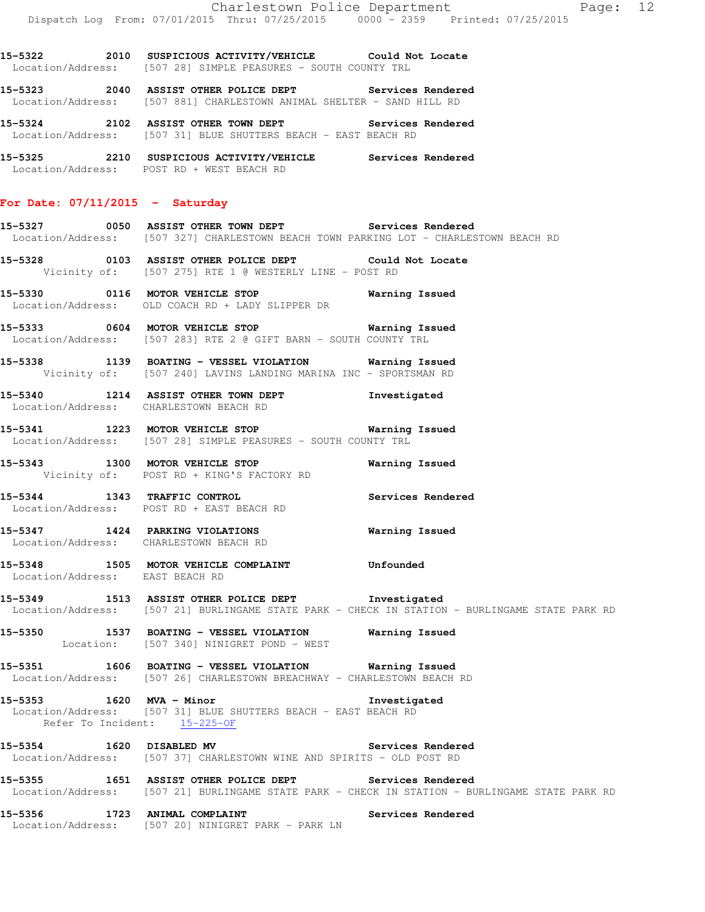15-5322 2010 **SUSPICIOUS ACTIVITY/VEHICLE** **Could Not Locate**
Location/Address: [507 28] SIMPLE PEASURES - SOUTH COUNTY TRL

15-5323 2040 **ASSIST OTHER POLICE DEPT** **Services Rendered**
Location/Address: [507 881] CHARLESTOWN ANIMAL SHELTER - SAND HILL RD

15-5324 2102 **ASSIST OTHER TOWN DEPT** **Services Rendered**
Location/Address: [507 31] BLUE SHUTTERS BEACH - EAST BEACH RD

15-5325 2210 **SUSPICIOUS ACTIVITY/VEHICLE** **Services Rendered**
Location/Address: POST RD + WEST BEACH RD

## For Date: 07/11/2015 - Saturday

15-5327 0050 **ASSIST OTHER TOWN DEPT** **Services Rendered**
Location/Address: [507 327] CHARLESTOWN BEACH TOWN PARKING LOT - CHARLESTOWN BEACH RD

15-5328 0103 **ASSIST OTHER POLICE DEPT** **Could Not Locate**
Vicinity of: [507 275] RTE 1 @ WESTERLY LINE - POST RD

15-5330 0116 **MOTOR VEHICLE STOP** **Warning Issued**
Location/Address: OLD COACH RD + LADY SLIPPER DR

15-5333 0604 **MOTOR VEHICLE STOP** **Warning Issued**
Location/Address: [507 283] RTE 2 @ GIFT BARN - SOUTH COUNTY TRL

15-5338 1139 **BOATING - VESSEL VIOLATION** **Warning Issued**
Vicinity of: [507 240] LAVINS LANDING MARINA INC - SPORTSMAN RD

15-5340 1214 **ASSIST OTHER TOWN DEPT** **Investigated**
Location/Address: CHARLESTOWN BEACH RD

15-5341 1223 **MOTOR VEHICLE STOP** **Warning Issued**
Location/Address: [507 28] SIMPLE PEASURES - SOUTH COUNTY TRL

15-5343 1300 **MOTOR VEHICLE STOP** **Warning Issued**
Vicinity of: POST RD + KING'S FACTORY RD

15-5344 1343 **TRAFFIC CONTROL** **Services Rendered**
Location/Address: POST RD + EAST BEACH RD

15-5347 1424 **PARKING VIOLATIONS** **Warning Issued**
Location/Address: CHARLESTOWN BEACH RD

15-5348 1505 **MOTOR VEHICLE COMPLAINT** **Unfounded**
Location/Address: EAST BEACH RD

15-5349 1513 **ASSIST OTHER POLICE DEPT** **Investigated**
Location/Address: [507 21] BURLINGAME STATE PARK - CHECK IN STATION - BURLINGAME STATE PARK RD

15-5350 1537 **BOATING - VESSEL VIOLATION** **Warning Issued**
Location: [507 340] NINIGRET POND - WEST

15-5351 1606 **BOATING - VESSEL VIOLATION** **Warning Issued**
Location/Address: [507 26] CHARLESTOWN BREACHWAY - CHARLESTOWN BEACH RD

15-5353 1620 **MVA - Minor** **Investigated**
Location/Address: [507 31] BLUE SHUTTERS BEACH - EAST BEACH RD
Refer To Incident: 15-225-OF

15-5354 1620 **DISABLED MV** **Services Rendered**
Location/Address: [507 37] CHARLESTOWN WINE AND SPIRITS - OLD POST RD

15-5355 1651 **ASSIST OTHER POLICE DEPT** **Services Rendered**
Location/Address: [507 21] BURLINGAME STATE PARK - CHECK IN STATION - BURLINGAME STATE PARK RD

15-5356 1723 **ANIMAL COMPLAINT** **Services Rendered**
Location/Address: [507 20] NINIGRET PARK - PARK LN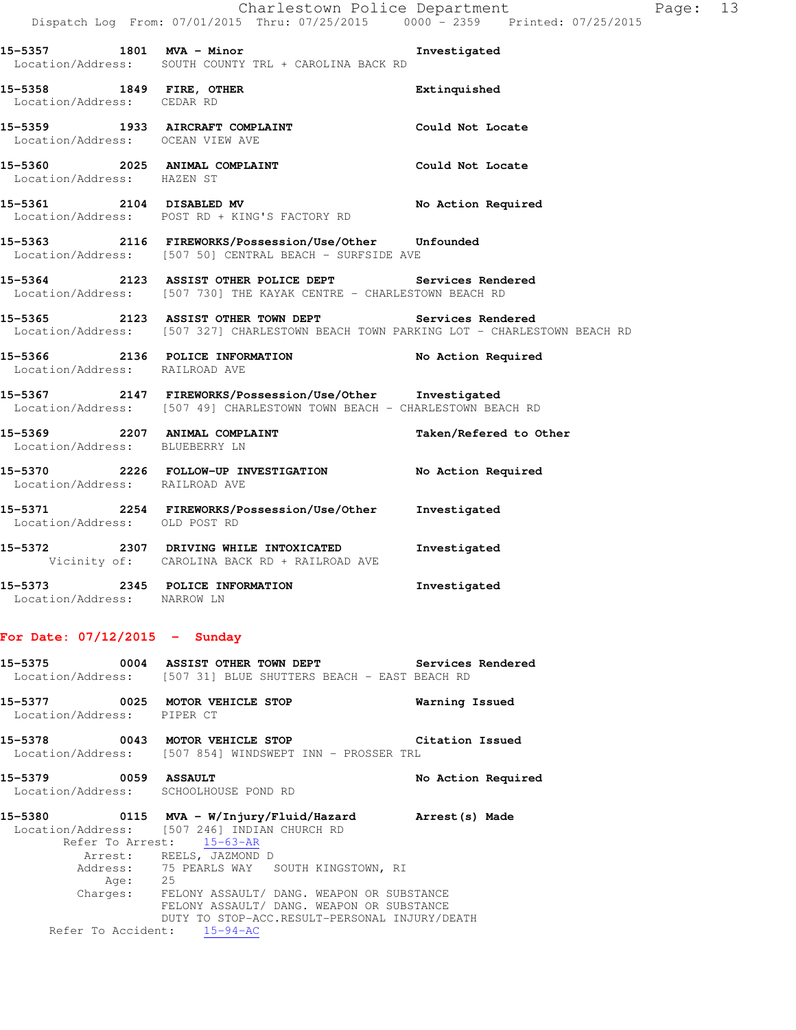15-5357 1801 MVA - Minor Investigated
Location/Address: SOUTH COUNTY TRL + CAROLINA BACK RD

15-5358 1849 FIRE, OTHER Extinguished
Location/Address: CEDAR RD

15-5359 1933 AIRCRAFT COMPLAINT Could Not Locate
Location/Address: OCEAN VIEW AVE

15-5360 2025 ANIMAL COMPLAINT Could Not Locate
Location/Address: HAZEN ST

15-5361 2104 DISABLED MV No Action Required
Location/Address: POST RD + KING'S FACTORY RD

15-5363 2116 FIREWORKS/Possession/Use/Other Unfounded
Location/Address: [507 50] CENTRAL BEACH - SURFSIDE AVE

15-5364 2123 ASSIST OTHER POLICE DEPT Services Rendered
Location/Address: [507 730] THE KAYAK CENTRE - CHARLESTOWN BEACH RD

15-5365 2123 ASSIST OTHER TOWN DEPT Services Rendered
Location/Address: [507 327] CHARLESTOWN BEACH TOWN PARKING LOT - CHARLESTOWN BEACH RD

15-5366 2136 POLICE INFORMATION No Action Required
Location/Address: RAILROAD AVE

15-5367 2147 FIREWORKS/Possession/Use/Other Investigated
Location/Address: [507 49] CHARLESTOWN TOWN BEACH - CHARLESTOWN BEACH RD

15-5369 2207 ANIMAL COMPLAINT Taken/Refered to Other
Location/Address: BLUEBERRY LN

15-5370 2226 FOLLOW-UP INVESTIGATION No Action Required
Location/Address: RAILROAD AVE

15-5371 2254 FIREWORKS/Possession/Use/Other Investigated
Location/Address: OLD POST RD

15-5372 2307 DRIVING WHILE INTOXICATED Investigated
Vicinity of: CAROLINA BACK RD + RAILROAD AVE

15-5373 2345 POLICE INFORMATION Investigated
Location/Address: NARROW LN

**For Date: 07/12/2015 - Sunday**

15-5375 0004 ASSIST OTHER TOWN DEPT Services Rendered
Location/Address: [507 31] BLUE SHUTTERS BEACH - EAST BEACH RD

15-5377 0025 MOTOR VEHICLE STOP Warning Issued
Location/Address: PIPER CT

15-5378 0043 MOTOR VEHICLE STOP Citation Issued
Location/Address: [507 854] WINDSWEPT INN - PROSSER TRL

15-5379 0059 ASSAULT No Action Required
Location/Address: SCHOOLHOUSE POND RD

15-5380 0115 MVA - W/Injury/Fluid/Hazard Arrest(s) Made
Location/Address: [507 246] INDIAN CHURCH RD
Refer To Arrest: 15-63-AR
Arrest: REELS, JAZMOND D
Address: 75 PEARLS WAY SOUTH KINGSTOWN, RI
Age: 25
Charges: FELONY ASSAULT/ DANG. WEAPON OR SUBSTANCE
FELONY ASSAULT/ DANG. WEAPON OR SUBSTANCE
DUTY TO STOP-ACC.RESULT-PERSONAL INJURY/DEATH
Refer To Accident: 15-94-AC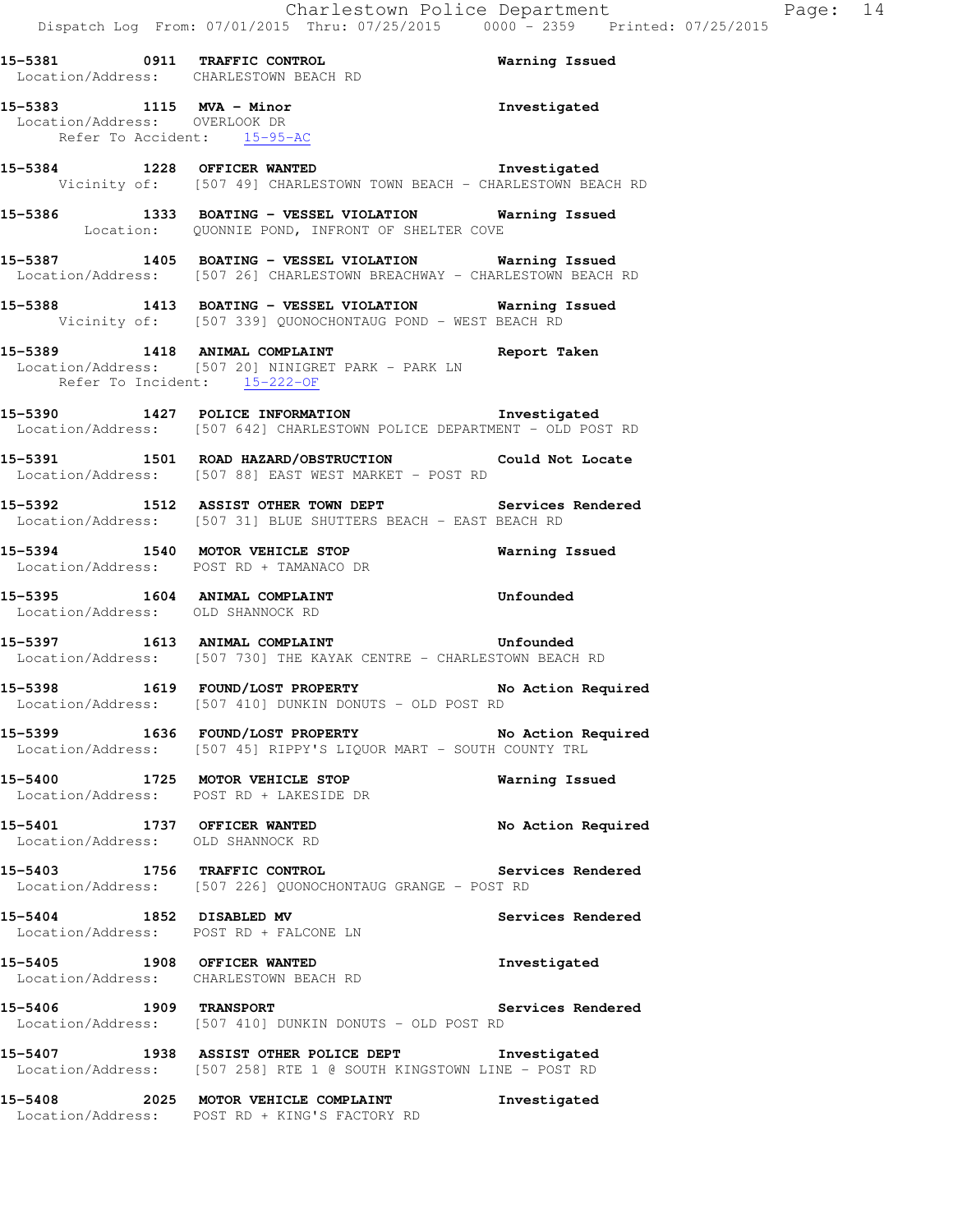**15-5381 0911 TRAFFIC CONTROL** — Warning Issued
Location/Address: CHARLESTOWN BEACH RD

**15-5383 1115 MVA - Minor** — Investigated
Location/Address: OVERLOOK DR
Refer To Accident: 15-95-AC

**15-5384 1228 OFFICER WANTED** — Investigated
Vicinity of: [507 49] CHARLESTOWN TOWN BEACH - CHARLESTOWN BEACH RD

**15-5386 1333 BOATING - VESSEL VIOLATION** — Warning Issued
Location: QUONNIE POND, INFRONT OF SHELTER COVE

**15-5387 1405 BOATING - VESSEL VIOLATION** — Warning Issued
Location/Address: [507 26] CHARLESTOWN BREACHWAY - CHARLESTOWN BEACH RD

**15-5388 1413 BOATING - VESSEL VIOLATION** — Warning Issued
Vicinity of: [507 339] QUONOCHONTAUG POND - WEST BEACH RD

**15-5389 1418 ANIMAL COMPLAINT** — Report Taken
Location/Address: [507 20] NINIGRET PARK - PARK LN
Refer To Incident: 15-222-OF

**15-5390 1427 POLICE INFORMATION** — Investigated
Location/Address: [507 642] CHARLESTOWN POLICE DEPARTMENT - OLD POST RD

**15-5391 1501 ROAD HAZARD/OBSTRUCTION** — Could Not Locate
Location/Address: [507 88] EAST WEST MARKET - POST RD

**15-5392 1512 ASSIST OTHER TOWN DEPT** — Services Rendered
Location/Address: [507 31] BLUE SHUTTERS BEACH - EAST BEACH RD

**15-5394 1540 MOTOR VEHICLE STOP** — Warning Issued
Location/Address: POST RD + TAMANACO DR

**15-5395 1604 ANIMAL COMPLAINT** — Unfounded
Location/Address: OLD SHANNOCK RD

**15-5397 1613 ANIMAL COMPLAINT** — Unfounded
Location/Address: [507 730] THE KAYAK CENTRE - CHARLESTOWN BEACH RD

**15-5398 1619 FOUND/LOST PROPERTY** — No Action Required
Location/Address: [507 410] DUNKIN DONUTS - OLD POST RD

**15-5399 1636 FOUND/LOST PROPERTY** — No Action Required
Location/Address: [507 45] RIPPY'S LIQUOR MART - SOUTH COUNTY TRL

**15-5400 1725 MOTOR VEHICLE STOP** — Warning Issued
Location/Address: POST RD + LAKESIDE DR

**15-5401 1737 OFFICER WANTED** — No Action Required
Location/Address: OLD SHANNOCK RD

**15-5403 1756 TRAFFIC CONTROL** — Services Rendered
Location/Address: [507 226] QUONOCHONTAUG GRANGE - POST RD

**15-5404 1852 DISABLED MV** — Services Rendered
Location/Address: POST RD + FALCONE LN

**15-5405 1908 OFFICER WANTED** — Investigated
Location/Address: CHARLESTOWN BEACH RD

**15-5406 1909 TRANSPORT** — Services Rendered
Location/Address: [507 410] DUNKIN DONUTS - OLD POST RD

**15-5407 1938 ASSIST OTHER POLICE DEPT** — Investigated
Location/Address: [507 258] RTE 1 @ SOUTH KINGSTOWN LINE - POST RD

**15-5408 2025 MOTOR VEHICLE COMPLAINT** — Investigated
Location/Address: POST RD + KING'S FACTORY RD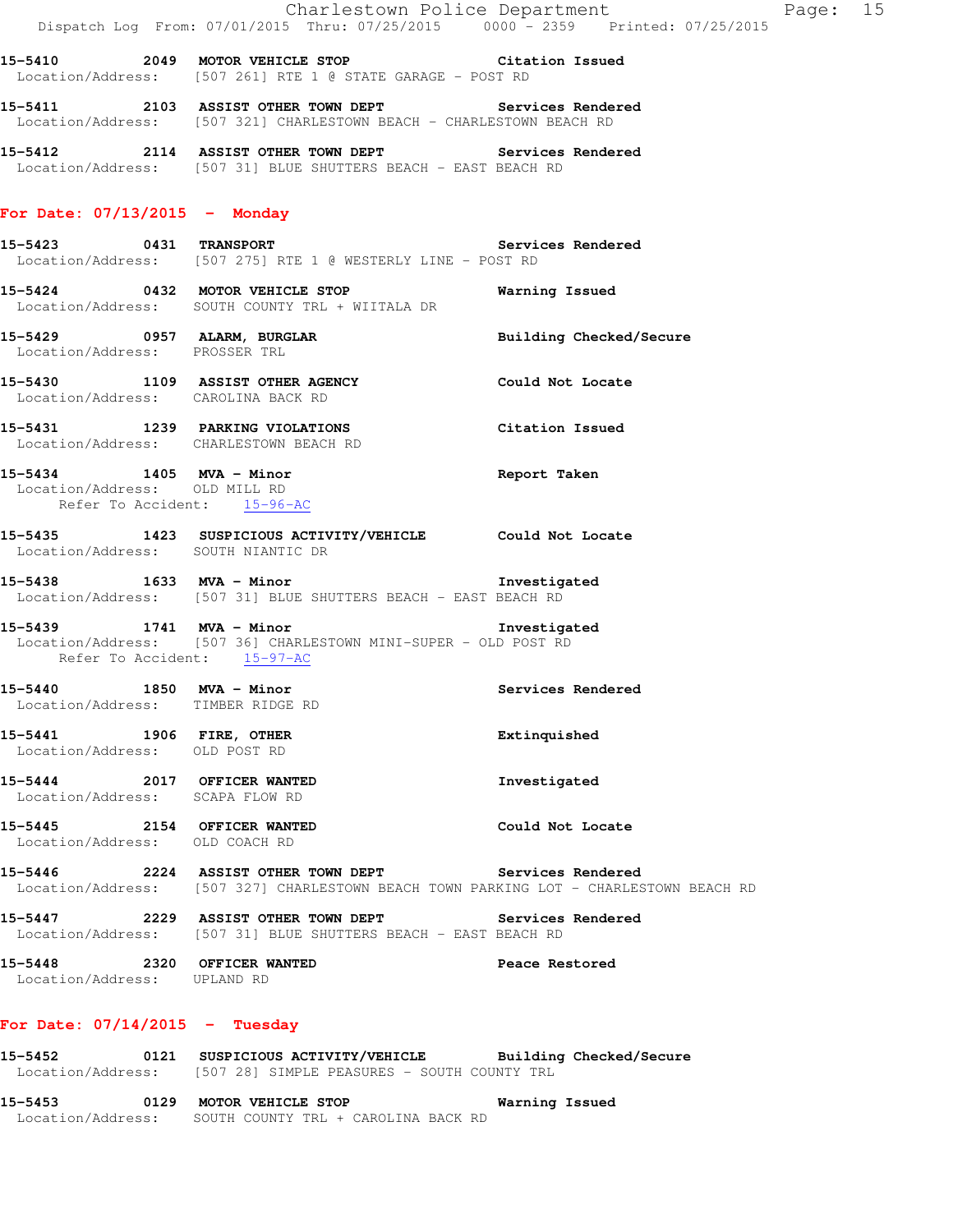15-5410 2049 **MOTOR VEHICLE STOP** Citation Issued
Location/Address: [507 261] RTE 1 @ STATE GARAGE - POST RD

15-5411 2103 **ASSIST OTHER TOWN DEPT** Services Rendered
Location/Address: [507 321] CHARLESTOWN BEACH - CHARLESTOWN BEACH RD

15-5412 2114 **ASSIST OTHER TOWN DEPT** Services Rendered
Location/Address: [507 31] BLUE SHUTTERS BEACH - EAST BEACH RD

## For Date: 07/13/2015 - Monday

15-5423 0431 **TRANSPORT** Services Rendered
Location/Address: [507 275] RTE 1 @ WESTERLY LINE - POST RD

15-5424 0432 **MOTOR VEHICLE STOP** Warning Issued
Location/Address: SOUTH COUNTY TRL + WIITALA DR

15-5429 0957 **ALARM, BURGLAR** Building Checked/Secure
Location/Address: PROSSER TRL

15-5430 1109 **ASSIST OTHER AGENCY** Could Not Locate
Location/Address: CAROLINA BACK RD

15-5431 1239 **PARKING VIOLATIONS** Citation Issued
Location/Address: CHARLESTOWN BEACH RD

15-5434 1405 **MVA - Minor** Report Taken
Location/Address: OLD MILL RD
Refer To Accident: 15-96-AC

15-5435 1423 **SUSPICIOUS ACTIVITY/VEHICLE** Could Not Locate
Location/Address: SOUTH NIANTIC DR

15-5438 1633 **MVA - Minor** Investigated
Location/Address: [507 31] BLUE SHUTTERS BEACH - EAST BEACH RD

15-5439 1741 **MVA - Minor** Investigated
Location/Address: [507 36] CHARLESTOWN MINI-SUPER - OLD POST RD
Refer To Accident: 15-97-AC

15-5440 1850 **MVA - Minor** Services Rendered
Location/Address: TIMBER RIDGE RD

15-5441 1906 **FIRE, OTHER** Extinquished
Location/Address: OLD POST RD

15-5444 2017 **OFFICER WANTED** Investigated
Location/Address: SCAPA FLOW RD

15-5445 2154 **OFFICER WANTED** Could Not Locate
Location/Address: OLD COACH RD

15-5446 2224 **ASSIST OTHER TOWN DEPT** Services Rendered
Location/Address: [507 327] CHARLESTOWN BEACH TOWN PARKING LOT - CHARLESTOWN BEACH RD

15-5447 2229 **ASSIST OTHER TOWN DEPT** Services Rendered
Location/Address: [507 31] BLUE SHUTTERS BEACH - EAST BEACH RD

15-5448 2320 **OFFICER WANTED** Peace Restored
Location/Address: UPLAND RD

## For Date: 07/14/2015 - Tuesday

15-5452 0121 **SUSPICIOUS ACTIVITY/VEHICLE** Building Checked/Secure
Location/Address: [507 28] SIMPLE PEASURES - SOUTH COUNTY TRL

15-5453 0129 **MOTOR VEHICLE STOP** Warning Issued
Location/Address: SOUTH COUNTY TRL + CAROLINA BACK RD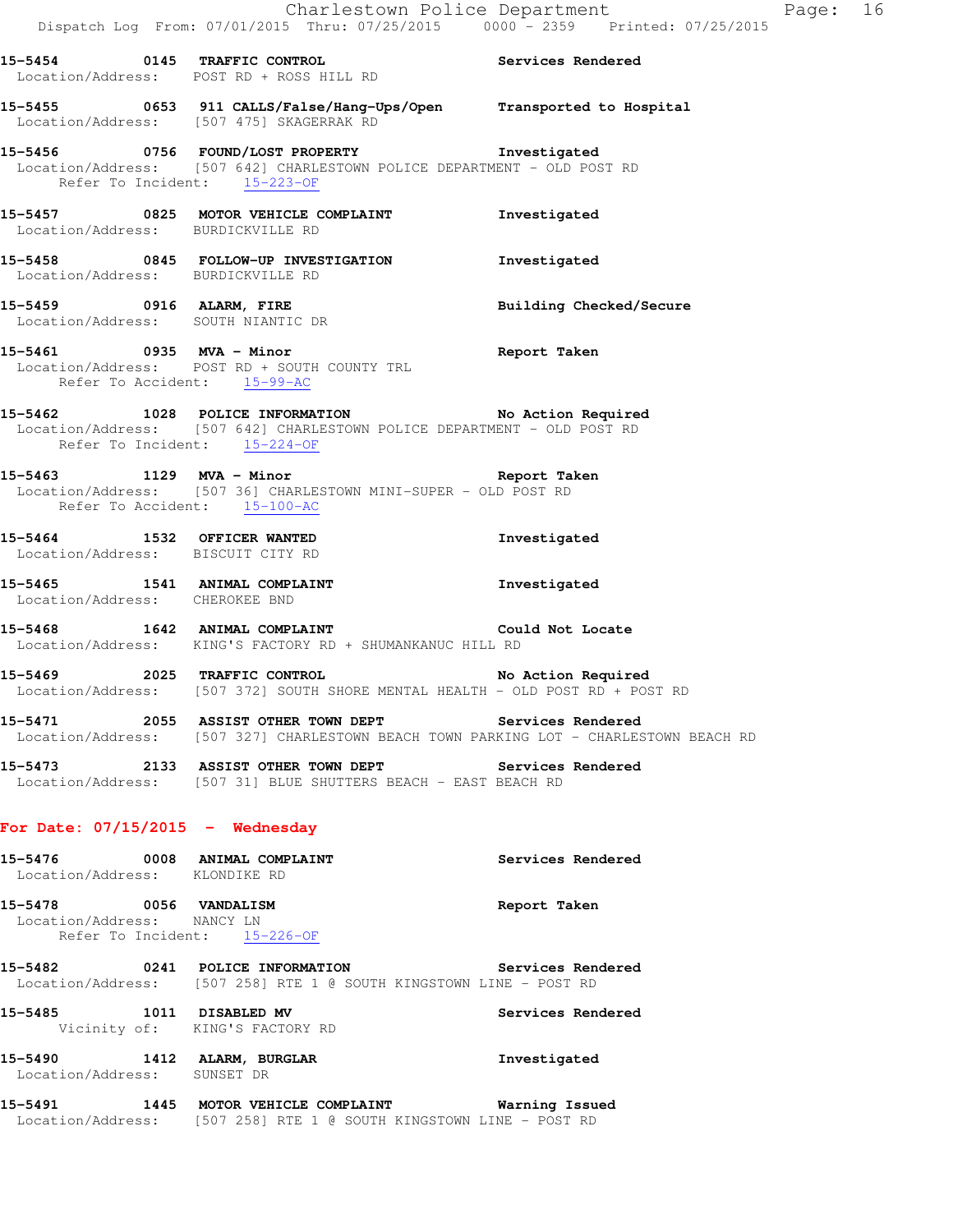15-5454 0145 TRAFFIC CONTROL Services Rendered
Location/Address: POST RD + ROSS HILL RD

15-5455 0653 911 CALLS/False/Hang-Ups/Open Transported to Hospital
Location/Address: [507 475] SKAGERRAK RD

15-5456 0756 FOUND/LOST PROPERTY Investigated
Location/Address: [507 642] CHARLESTOWN POLICE DEPARTMENT - OLD POST RD
Refer To Incident: 15-223-OF

15-5457 0825 MOTOR VEHICLE COMPLAINT Investigated
Location/Address: BURDICKVILLE RD

15-5458 0845 FOLLOW-UP INVESTIGATION Investigated
Location/Address: BURDICKVILLE RD

15-5459 0916 ALARM, FIRE Building Checked/Secure
Location/Address: SOUTH NIANTIC DR

15-5461 0935 MVA - Minor Report Taken
Location/Address: POST RD + SOUTH COUNTY TRL
Refer To Accident: 15-99-AC

15-5462 1028 POLICE INFORMATION No Action Required
Location/Address: [507 642] CHARLESTOWN POLICE DEPARTMENT - OLD POST RD
Refer To Incident: 15-224-OF

15-5463 1129 MVA - Minor Report Taken
Location/Address: [507 36] CHARLESTOWN MINI-SUPER - OLD POST RD
Refer To Accident: 15-100-AC

15-5464 1532 OFFICER WANTED Investigated
Location/Address: BISCUIT CITY RD

15-5465 1541 ANIMAL COMPLAINT Investigated
Location/Address: CHEROKEE BND

15-5468 1642 ANIMAL COMPLAINT Could Not Locate
Location/Address: KING'S FACTORY RD + SHUMANKANUC HILL RD

15-5469 2025 TRAFFIC CONTROL No Action Required
Location/Address: [507 372] SOUTH SHORE MENTAL HEALTH - OLD POST RD + POST RD

15-5471 2055 ASSIST OTHER TOWN DEPT Services Rendered
Location/Address: [507 327] CHARLESTOWN BEACH TOWN PARKING LOT - CHARLESTOWN BEACH RD

15-5473 2133 ASSIST OTHER TOWN DEPT Services Rendered
Location/Address: [507 31] BLUE SHUTTERS BEACH - EAST BEACH RD

## For Date: 07/15/2015 - Wednesday

15-5476 0008 ANIMAL COMPLAINT Services Rendered
Location/Address: KLONDIKE RD

15-5478 0056 VANDALISM Report Taken
Location/Address: NANCY LN
Refer To Incident: 15-226-OF

15-5482 0241 POLICE INFORMATION Services Rendered
Location/Address: [507 258] RTE 1 @ SOUTH KINGSTOWN LINE - POST RD

15-5485 1011 DISABLED MV Services Rendered
Vicinity of: KING'S FACTORY RD

15-5490 1412 ALARM, BURGLAR Investigated
Location/Address: SUNSET DR

15-5491 1445 MOTOR VEHICLE COMPLAINT Warning Issued
Location/Address: [507 258] RTE 1 @ SOUTH KINGSTOWN LINE - POST RD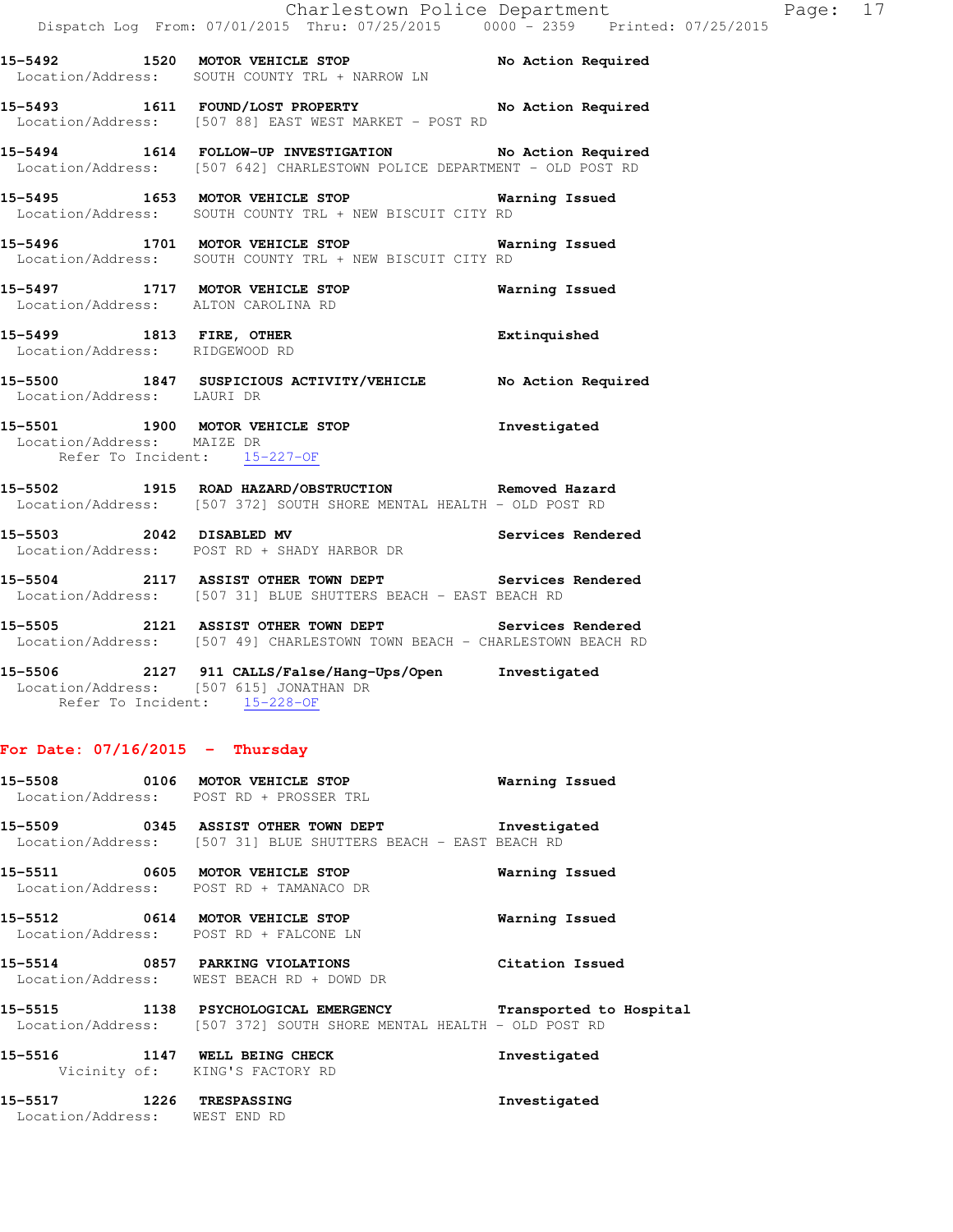15-5492 1520 MOTOR VEHICLE STOP No Action Required
Location/Address: SOUTH COUNTY TRL + NARROW LN

15-5493 1611 FOUND/LOST PROPERTY No Action Required
Location/Address: [507 88] EAST WEST MARKET - POST RD

15-5494 1614 FOLLOW-UP INVESTIGATION No Action Required
Location/Address: [507 642] CHARLESTOWN POLICE DEPARTMENT - OLD POST RD

15-5495 1653 MOTOR VEHICLE STOP Warning Issued
Location/Address: SOUTH COUNTY TRL + NEW BISCUIT CITY RD

15-5496 1701 MOTOR VEHICLE STOP Warning Issued
Location/Address: SOUTH COUNTY TRL + NEW BISCUIT CITY RD

15-5497 1717 MOTOR VEHICLE STOP Warning Issued
Location/Address: ALTON CAROLINA RD

15-5499 1813 FIRE, OTHER Extinquished
Location/Address: RIDGEWOOD RD

15-5500 1847 SUSPICIOUS ACTIVITY/VEHICLE No Action Required
Location/Address: LAURI DR

15-5501 1900 MOTOR VEHICLE STOP Investigated
Location/Address: MAIZE DR
Refer To Incident: 15-227-OF

15-5502 1915 ROAD HAZARD/OBSTRUCTION Removed Hazard
Location/Address: [507 372] SOUTH SHORE MENTAL HEALTH - OLD POST RD

15-5503 2042 DISABLED MV Services Rendered
Location/Address: POST RD + SHADY HARBOR DR

15-5504 2117 ASSIST OTHER TOWN DEPT Services Rendered
Location/Address: [507 31] BLUE SHUTTERS BEACH - EAST BEACH RD

15-5505 2121 ASSIST OTHER TOWN DEPT Services Rendered
Location/Address: [507 49] CHARLESTOWN TOWN BEACH - CHARLESTOWN BEACH RD

15-5506 2127 911 CALLS/False/Hang-Ups/Open Investigated
Location/Address: [507 615] JONATHAN DR
Refer To Incident: 15-228-OF

## For Date: 07/16/2015 - Thursday

15-5508 0106 MOTOR VEHICLE STOP Warning Issued
Location/Address: POST RD + PROSSER TRL

15-5509 0345 ASSIST OTHER TOWN DEPT Investigated
Location/Address: [507 31] BLUE SHUTTERS BEACH - EAST BEACH RD

15-5511 0605 MOTOR VEHICLE STOP Warning Issued
Location/Address: POST RD + TAMANACO DR

15-5512 0614 MOTOR VEHICLE STOP Warning Issued
Location/Address: POST RD + FALCONE LN

15-5514 0857 PARKING VIOLATIONS Citation Issued
Location/Address: WEST BEACH RD + DOWD DR

15-5515 1138 PSYCHOLOGICAL EMERGENCY Transported to Hospital
Location/Address: [507 372] SOUTH SHORE MENTAL HEALTH - OLD POST RD

15-5516 1147 WELL BEING CHECK Investigated
Vicinity of: KING'S FACTORY RD

15-5517 1226 TRESPASSING Investigated
Location/Address: WEST END RD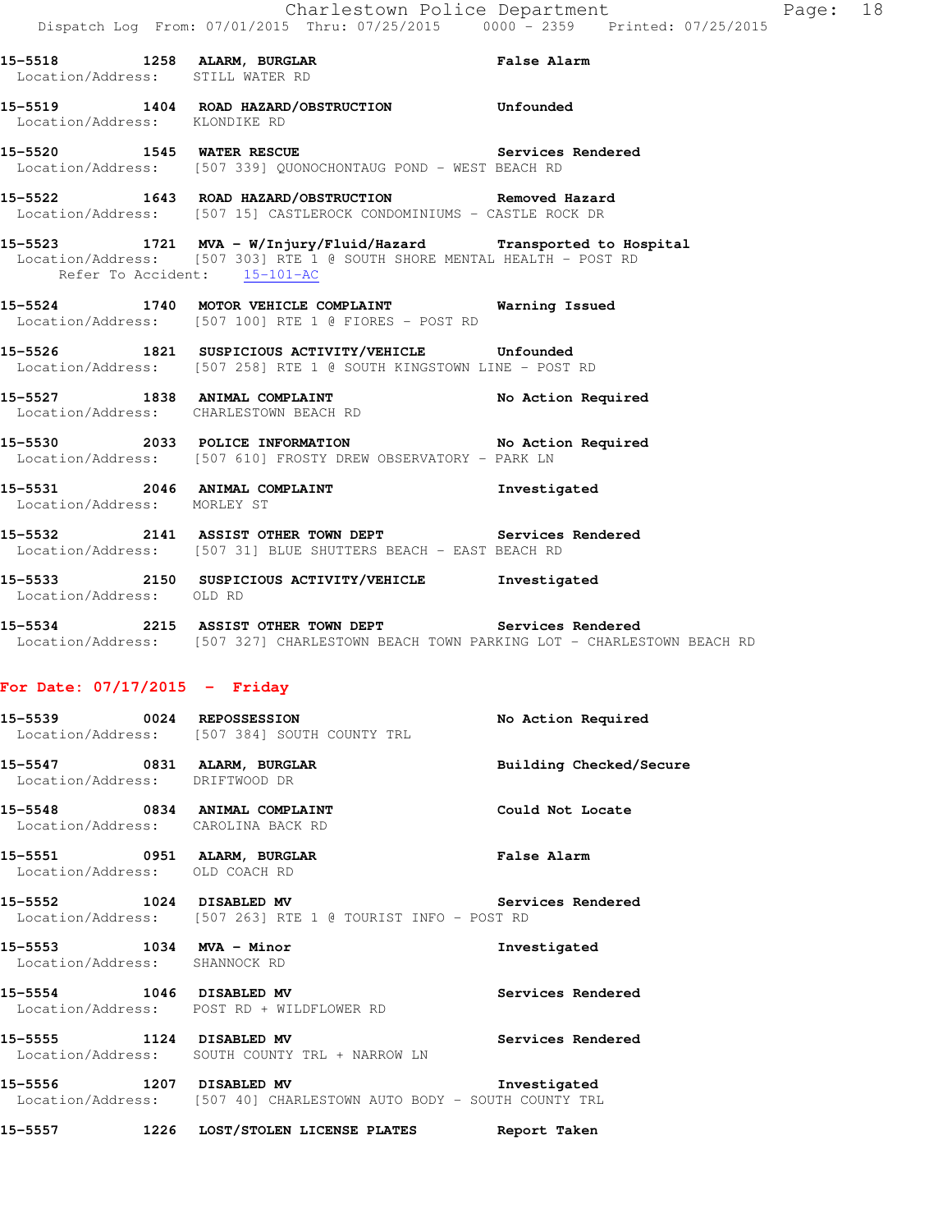15-5518 1258 ALARM, BURGLAR False Alarm
Location/Address: STILL WATER RD

15-5519 1404 ROAD HAZARD/OBSTRUCTION Unfounded
Location/Address: KLONDIKE RD

15-5520 1545 WATER RESCUE Services Rendered
Location/Address: [507 339] QUONOCHONTAUG POND - WEST BEACH RD

15-5522 1643 ROAD HAZARD/OBSTRUCTION Removed Hazard
Location/Address: [507 15] CASTLEROCK CONDOMINIUMS - CASTLE ROCK DR

15-5523 1721 MVA - W/Injury/Fluid/Hazard Transported to Hospital
Location/Address: [507 303] RTE 1 @ SOUTH SHORE MENTAL HEALTH - POST RD
Refer To Accident: 15-101-AC

15-5524 1740 MOTOR VEHICLE COMPLAINT Warning Issued
Location/Address: [507 100] RTE 1 @ FIORES - POST RD

15-5526 1821 SUSPICIOUS ACTIVITY/VEHICLE Unfounded
Location/Address: [507 258] RTE 1 @ SOUTH KINGSTOWN LINE - POST RD

15-5527 1838 ANIMAL COMPLAINT No Action Required
Location/Address: CHARLESTOWN BEACH RD

15-5530 2033 POLICE INFORMATION No Action Required
Location/Address: [507 610] FROSTY DREW OBSERVATORY - PARK LN

15-5531 2046 ANIMAL COMPLAINT Investigated
Location/Address: MORLEY ST

15-5532 2141 ASSIST OTHER TOWN DEPT Services Rendered
Location/Address: [507 31] BLUE SHUTTERS BEACH - EAST BEACH RD

15-5533 2150 SUSPICIOUS ACTIVITY/VEHICLE Investigated
Location/Address: OLD RD

15-5534 2215 ASSIST OTHER TOWN DEPT Services Rendered
Location/Address: [507 327] CHARLESTOWN BEACH TOWN PARKING LOT - CHARLESTOWN BEACH RD

## For Date: 07/17/2015 - Friday

15-5539 0024 REPOSSESSION No Action Required
Location/Address: [507 384] SOUTH COUNTY TRL

15-5547 0831 ALARM, BURGLAR Building Checked/Secure
Location/Address: DRIFTWOOD DR

15-5548 0834 ANIMAL COMPLAINT Could Not Locate
Location/Address: CAROLINA BACK RD

15-5551 0951 ALARM, BURGLAR False Alarm
Location/Address: OLD COACH RD

15-5552 1024 DISABLED MV Services Rendered
Location/Address: [507 263] RTE 1 @ TOURIST INFO - POST RD

15-5553 1034 MVA - Minor Investigated
Location/Address: SHANNOCK RD

15-5554 1046 DISABLED MV Services Rendered
Location/Address: POST RD + WILDFLOWER RD

15-5555 1124 DISABLED MV Services Rendered
Location/Address: SOUTH COUNTY TRL + NARROW LN

15-5556 1207 DISABLED MV Investigated
Location/Address: [507 40] CHARLESTOWN AUTO BODY - SOUTH COUNTY TRL

15-5557 1226 LOST/STOLEN LICENSE PLATES Report Taken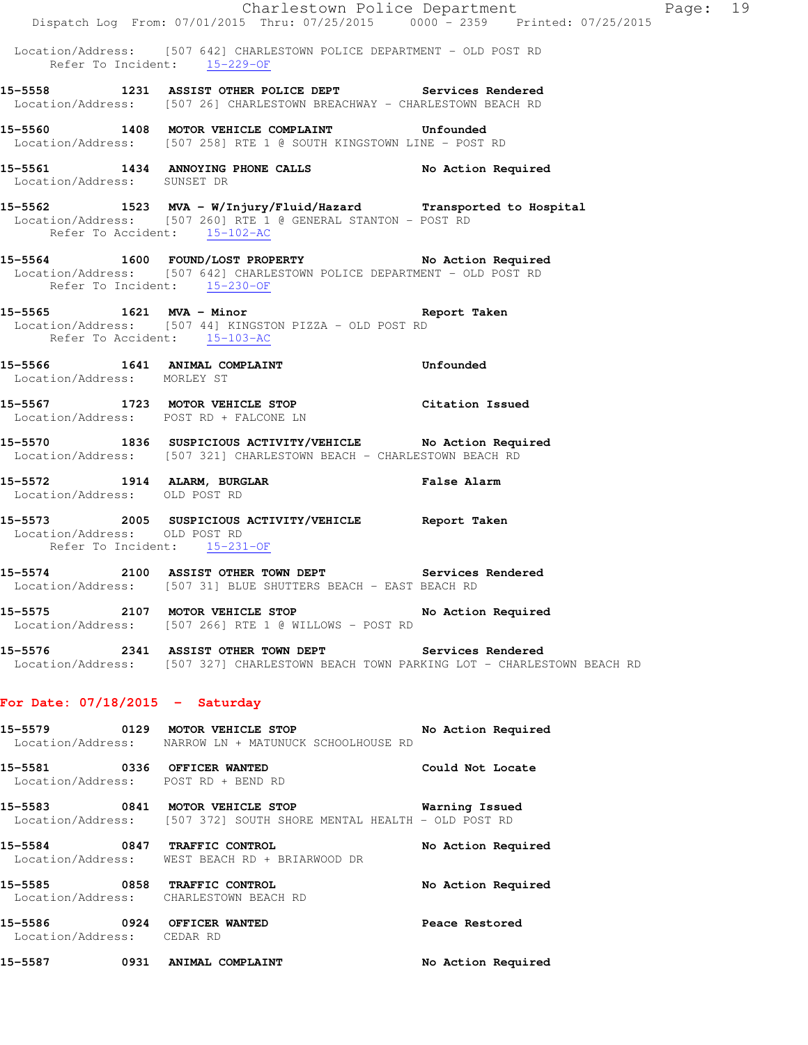Location/Address: [507 642] CHARLESTOWN POLICE DEPARTMENT - OLD POST RD
Refer To Incident: 15-229-OF

**15-5558 1231 ASSIST OTHER POLICE DEPT Services Rendered**
Location/Address: [507 26] CHARLESTOWN BREACHWAY - CHARLESTOWN BEACH RD

**15-5560 1408 MOTOR VEHICLE COMPLAINT Unfounded**
Location/Address: [507 258] RTE 1 @ SOUTH KINGSTOWN LINE - POST RD

**15-5561 1434 ANNOYING PHONE CALLS No Action Required**
Location/Address: SUNSET DR

**15-5562 1523 MVA - W/Injury/Fluid/Hazard Transported to Hospital**
Location/Address: [507 260] RTE 1 @ GENERAL STANTON - POST RD
Refer To Accident: 15-102-AC

**15-5564 1600 FOUND/LOST PROPERTY No Action Required**
Location/Address: [507 642] CHARLESTOWN POLICE DEPARTMENT - OLD POST RD
Refer To Incident: 15-230-OF

**15-5565 1621 MVA - Minor Report Taken**
Location/Address: [507 44] KINGSTON PIZZA - OLD POST RD
Refer To Accident: 15-103-AC

**15-5566 1641 ANIMAL COMPLAINT Unfounded**
Location/Address: MORLEY ST

**15-5567 1723 MOTOR VEHICLE STOP Citation Issued**
Location/Address: POST RD + FALCONE LN

**15-5570 1836 SUSPICIOUS ACTIVITY/VEHICLE No Action Required**
Location/Address: [507 321] CHARLESTOWN BEACH - CHARLESTOWN BEACH RD

**15-5572 1914 ALARM, BURGLAR False Alarm**
Location/Address: OLD POST RD

**15-5573 2005 SUSPICIOUS ACTIVITY/VEHICLE Report Taken**
Location/Address: OLD POST RD
Refer To Incident: 15-231-OF

**15-5574 2100 ASSIST OTHER TOWN DEPT Services Rendered**
Location/Address: [507 31] BLUE SHUTTERS BEACH - EAST BEACH RD

**15-5575 2107 MOTOR VEHICLE STOP No Action Required**
Location/Address: [507 266] RTE 1 @ WILLOWS - POST RD

**15-5576 2341 ASSIST OTHER TOWN DEPT Services Rendered**
Location/Address: [507 327] CHARLESTOWN BEACH TOWN PARKING LOT - CHARLESTOWN BEACH RD

## For Date: 07/18/2015 - Saturday

**15-5579 0129 MOTOR VEHICLE STOP No Action Required**
Location/Address: NARROW LN + MATUNUCK SCHOOLHOUSE RD

**15-5581 0336 OFFICER WANTED Could Not Locate**
Location/Address: POST RD + BEND RD

**15-5583 0841 MOTOR VEHICLE STOP Warning Issued**
Location/Address: [507 372] SOUTH SHORE MENTAL HEALTH - OLD POST RD

**15-5584 0847 TRAFFIC CONTROL No Action Required**
Location/Address: WEST BEACH RD + BRIARWOOD DR

**15-5585 0858 TRAFFIC CONTROL No Action Required**
Location/Address: CHARLESTOWN BEACH RD

**15-5586 0924 OFFICER WANTED Peace Restored**
Location/Address: CEDAR RD

**15-5587 0931 ANIMAL COMPLAINT No Action Required**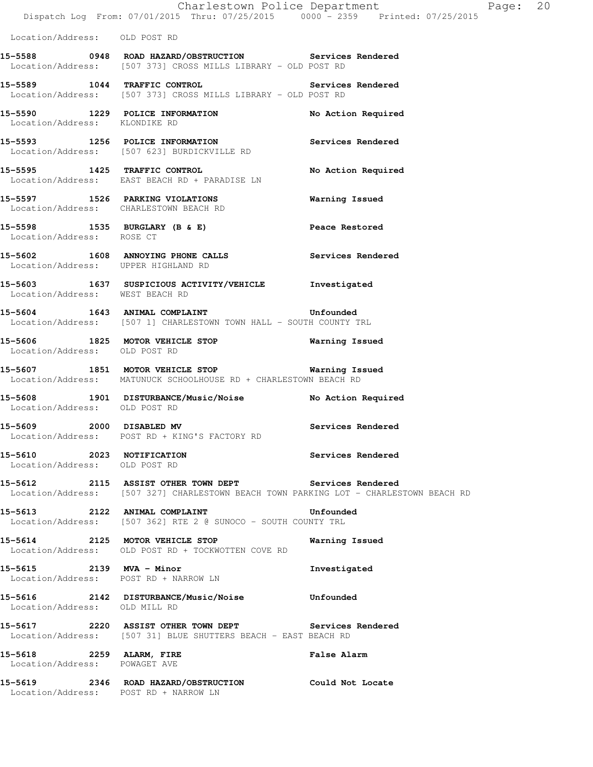Location/Address: OLD POST RD

**15-5588 0948 ROAD HAZARD/OBSTRUCTION** **Services Rendered**
Location/Address: [507 373] CROSS MILLS LIBRARY - OLD POST RD

**15-5589 1044 TRAFFIC CONTROL** **Services Rendered**
Location/Address: [507 373] CROSS MILLS LIBRARY - OLD POST RD

**15-5590 1229 POLICE INFORMATION** **No Action Required**
Location/Address: KLONDIKE RD

**15-5593 1256 POLICE INFORMATION** **Services Rendered**
Location/Address: [507 623] BURDICKVILLE RD

**15-5595 1425 TRAFFIC CONTROL** **No Action Required**
Location/Address: EAST BEACH RD + PARADISE LN

**15-5597 1526 PARKING VIOLATIONS** **Warning Issued**
Location/Address: CHARLESTOWN BEACH RD

**15-5598 1535 BURGLARY (B & E)** **Peace Restored**
Location/Address: ROSE CT

**15-5602 1608 ANNOYING PHONE CALLS** **Services Rendered**
Location/Address: UPPER HIGHLAND RD

**15-5603 1637 SUSPICIOUS ACTIVITY/VEHICLE** **Investigated**
Location/Address: WEST BEACH RD

**15-5604 1643 ANIMAL COMPLAINT** **Unfounded**
Location/Address: [507 1] CHARLESTOWN TOWN HALL - SOUTH COUNTY TRL

**15-5606 1825 MOTOR VEHICLE STOP** **Warning Issued**
Location/Address: OLD POST RD

**15-5607 1851 MOTOR VEHICLE STOP** **Warning Issued**
Location/Address: MATUNUCK SCHOOLHOUSE RD + CHARLESTOWN BEACH RD

**15-5608 1901 DISTURBANCE/Music/Noise** **No Action Required**
Location/Address: OLD POST RD

**15-5609 2000 DISABLED MV** **Services Rendered**
Location/Address: POST RD + KING'S FACTORY RD

**15-5610 2023 NOTIFICATION** **Services Rendered**
Location/Address: OLD POST RD

**15-5612 2115 ASSIST OTHER TOWN DEPT** **Services Rendered**
Location/Address: [507 327] CHARLESTOWN BEACH TOWN PARKING LOT - CHARLESTOWN BEACH RD

**15-5613 2122 ANIMAL COMPLAINT** **Unfounded**
Location/Address: [507 362] RTE 2 @ SUNOCO - SOUTH COUNTY TRL

**15-5614 2125 MOTOR VEHICLE STOP** **Warning Issued**
Location/Address: OLD POST RD + TOCKWOTTEN COVE RD

**15-5615 2139 MVA - Minor** **Investigated**
Location/Address: POST RD + NARROW LN

**15-5616 2142 DISTURBANCE/Music/Noise** **Unfounded**
Location/Address: OLD MILL RD

**15-5617 2220 ASSIST OTHER TOWN DEPT** **Services Rendered**
Location/Address: [507 31] BLUE SHUTTERS BEACH - EAST BEACH RD

**15-5618 2259 ALARM, FIRE** **False Alarm**
Location/Address: POWAGET AVE

**15-5619 2346 ROAD HAZARD/OBSTRUCTION** **Could Not Locate**
Location/Address: POST RD + NARROW LN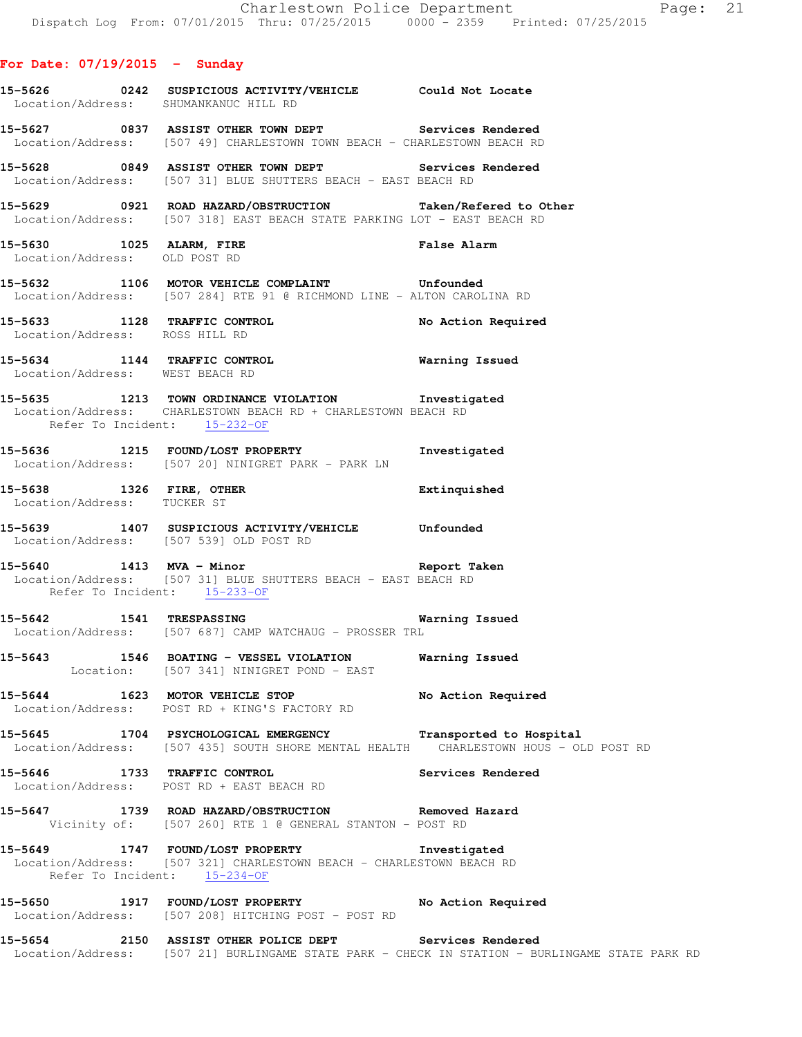## For Date: 07/19/2015 - Sunday

**15-5626 0242 SUSPICIOUS ACTIVITY/VEHICLE** — Could Not Locate
Location/Address: SHUMANKANUC HILL RD

**15-5627 0837 ASSIST OTHER TOWN DEPT** — Services Rendered
Location/Address: [507 49] CHARLESTOWN TOWN BEACH - CHARLESTOWN BEACH RD

**15-5628 0849 ASSIST OTHER TOWN DEPT** — Services Rendered
Location/Address: [507 31] BLUE SHUTTERS BEACH - EAST BEACH RD

**15-5629 0921 ROAD HAZARD/OBSTRUCTION** — Taken/Refered to Other
Location/Address: [507 318] EAST BEACH STATE PARKING LOT - EAST BEACH RD

**15-5630 1025 ALARM, FIRE** — False Alarm
Location/Address: OLD POST RD

**15-5632 1106 MOTOR VEHICLE COMPLAINT** — Unfounded
Location/Address: [507 284] RTE 91 @ RICHMOND LINE - ALTON CAROLINA RD

**15-5633 1128 TRAFFIC CONTROL** — No Action Required
Location/Address: ROSS HILL RD

**15-5634 1144 TRAFFIC CONTROL** — Warning Issued
Location/Address: WEST BEACH RD

**15-5635 1213 TOWN ORDINANCE VIOLATION** — Investigated
Location/Address: CHARLESTOWN BEACH RD + CHARLESTOWN BEACH RD
Refer To Incident: 15-232-OF

**15-5636 1215 FOUND/LOST PROPERTY** — Investigated
Location/Address: [507 20] NINIGRET PARK - PARK LN

**15-5638 1326 FIRE, OTHER** — Extinquished
Location/Address: TUCKER ST

**15-5639 1407 SUSPICIOUS ACTIVITY/VEHICLE** — Unfounded
Location/Address: [507 539] OLD POST RD

**15-5640 1413 MVA - Minor** — Report Taken
Location/Address: [507 31] BLUE SHUTTERS BEACH - EAST BEACH RD
Refer To Incident: 15-233-OF

**15-5642 1541 TRESPASSING** — Warning Issued
Location/Address: [507 687] CAMP WATCHAUG - PROSSER TRL

**15-5643 1546 BOATING - VESSEL VIOLATION** — Warning Issued
Location: [507 341] NINIGRET POND - EAST

**15-5644 1623 MOTOR VEHICLE STOP** — No Action Required
Location/Address: POST RD + KING'S FACTORY RD

**15-5645 1704 PSYCHOLOGICAL EMERGENCY** — Transported to Hospital
Location/Address: [507 435] SOUTH SHORE MENTAL HEALTH CHARLESTOWN HOUS - OLD POST RD

**15-5646 1733 TRAFFIC CONTROL** — Services Rendered
Location/Address: POST RD + EAST BEACH RD

**15-5647 1739 ROAD HAZARD/OBSTRUCTION** — Removed Hazard
Vicinity of: [507 260] RTE 1 @ GENERAL STANTON - POST RD

**15-5649 1747 FOUND/LOST PROPERTY** — Investigated
Location/Address: [507 321] CHARLESTOWN BEACH - CHARLESTOWN BEACH RD
Refer To Incident: 15-234-OF

**15-5650 1917 FOUND/LOST PROPERTY** — No Action Required
Location/Address: [507 208] HITCHING POST - POST RD

**15-5654 2150 ASSIST OTHER POLICE DEPT** — Services Rendered
Location/Address: [507 21] BURLINGAME STATE PARK - CHECK IN STATION - BURLINGAME STATE PARK RD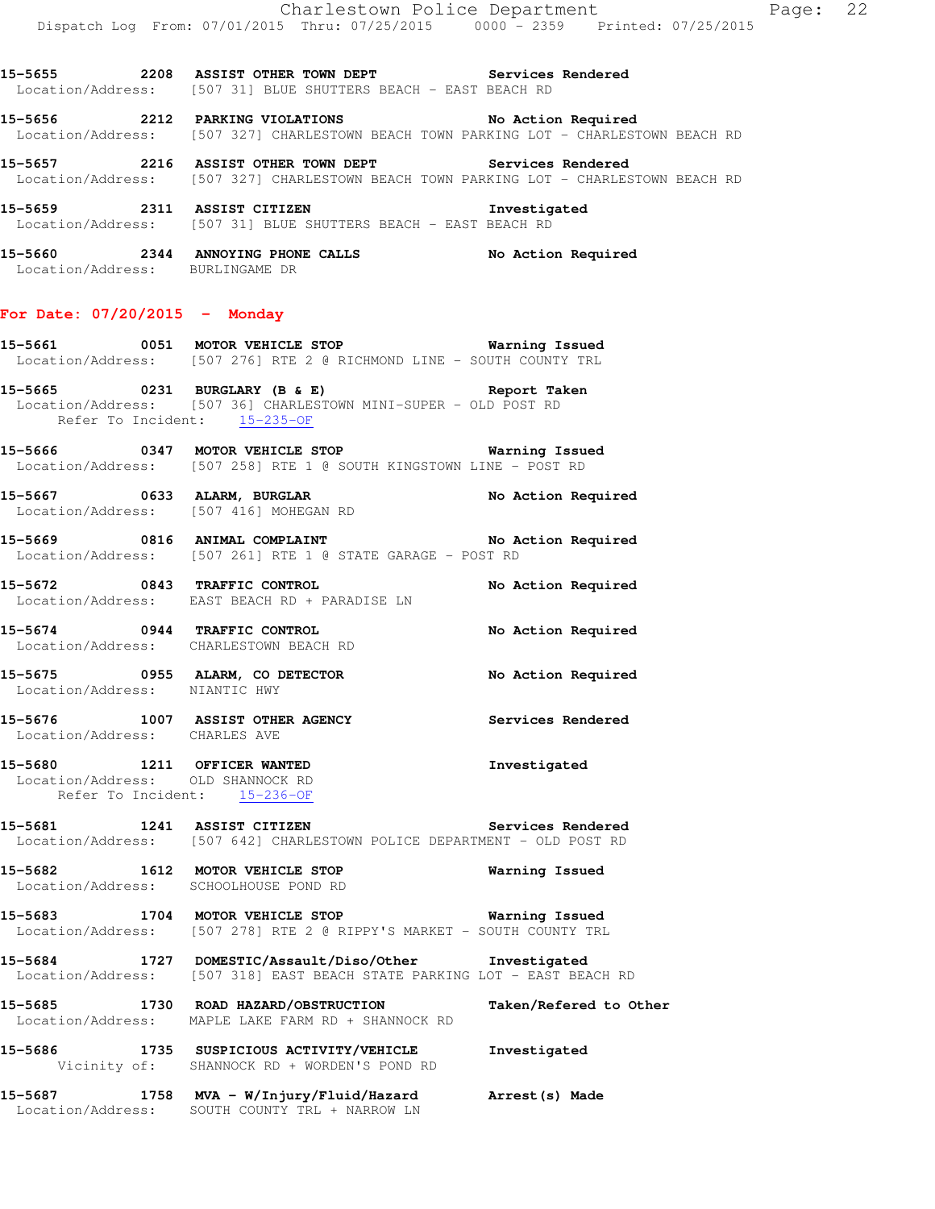**15-5655 2208 ASSIST OTHER TOWN DEPT Services Rendered**
Location/Address: [507 31] BLUE SHUTTERS BEACH - EAST BEACH RD

**15-5656 2212 PARKING VIOLATIONS No Action Required**
Location/Address: [507 327] CHARLESTOWN BEACH TOWN PARKING LOT - CHARLESTOWN BEACH RD

**15-5657 2216 ASSIST OTHER TOWN DEPT Services Rendered**
Location/Address: [507 327] CHARLESTOWN BEACH TOWN PARKING LOT - CHARLESTOWN BEACH RD

**15-5659 2311 ASSIST CITIZEN Investigated**
Location/Address: [507 31] BLUE SHUTTERS BEACH - EAST BEACH RD

**15-5660 2344 ANNOYING PHONE CALLS No Action Required**
Location/Address: BURLINGAME DR

## For Date: 07/20/2015 - Monday

**15-5661 0051 MOTOR VEHICLE STOP Warning Issued**
Location/Address: [507 276] RTE 2 @ RICHMOND LINE - SOUTH COUNTY TRL

**15-5665 0231 BURGLARY (B & E) Report Taken**
Location/Address: [507 36] CHARLESTOWN MINI-SUPER - OLD POST RD
Refer To Incident: 15-235-OF

**15-5666 0347 MOTOR VEHICLE STOP Warning Issued**
Location/Address: [507 258] RTE 1 @ SOUTH KINGSTOWN LINE - POST RD

**15-5667 0633 ALARM, BURGLAR No Action Required**
Location/Address: [507 416] MOHEGAN RD

**15-5669 0816 ANIMAL COMPLAINT No Action Required**
Location/Address: [507 261] RTE 1 @ STATE GARAGE - POST RD

**15-5672 0843 TRAFFIC CONTROL No Action Required**
Location/Address: EAST BEACH RD + PARADISE LN

**15-5674 0944 TRAFFIC CONTROL No Action Required**
Location/Address: CHARLESTOWN BEACH RD

**15-5675 0955 ALARM, CO DETECTOR No Action Required**
Location/Address: NIANTIC HWY

**15-5676 1007 ASSIST OTHER AGENCY Services Rendered**
Location/Address: CHARLES AVE

**15-5680 1211 OFFICER WANTED Investigated**
Location/Address: OLD SHANNOCK RD
Refer To Incident: 15-236-OF

**15-5681 1241 ASSIST CITIZEN Services Rendered**
Location/Address: [507 642] CHARLESTOWN POLICE DEPARTMENT - OLD POST RD

**15-5682 1612 MOTOR VEHICLE STOP Warning Issued**
Location/Address: SCHOOLHOUSE POND RD

**15-5683 1704 MOTOR VEHICLE STOP Warning Issued**
Location/Address: [507 278] RTE 2 @ RIPPY'S MARKET - SOUTH COUNTY TRL

**15-5684 1727 DOMESTIC/Assault/Diso/Other Investigated**
Location/Address: [507 318] EAST BEACH STATE PARKING LOT - EAST BEACH RD

**15-5685 1730 ROAD HAZARD/OBSTRUCTION Taken/Refered to Other**
Location/Address: MAPLE LAKE FARM RD + SHANNOCK RD

**15-5686 1735 SUSPICIOUS ACTIVITY/VEHICLE Investigated**
Vicinity of: SHANNOCK RD + WORDEN'S POND RD

**15-5687 1758 MVA - W/Injury/Fluid/Hazard Arrest(s) Made**
Location/Address: SOUTH COUNTY TRL + NARROW LN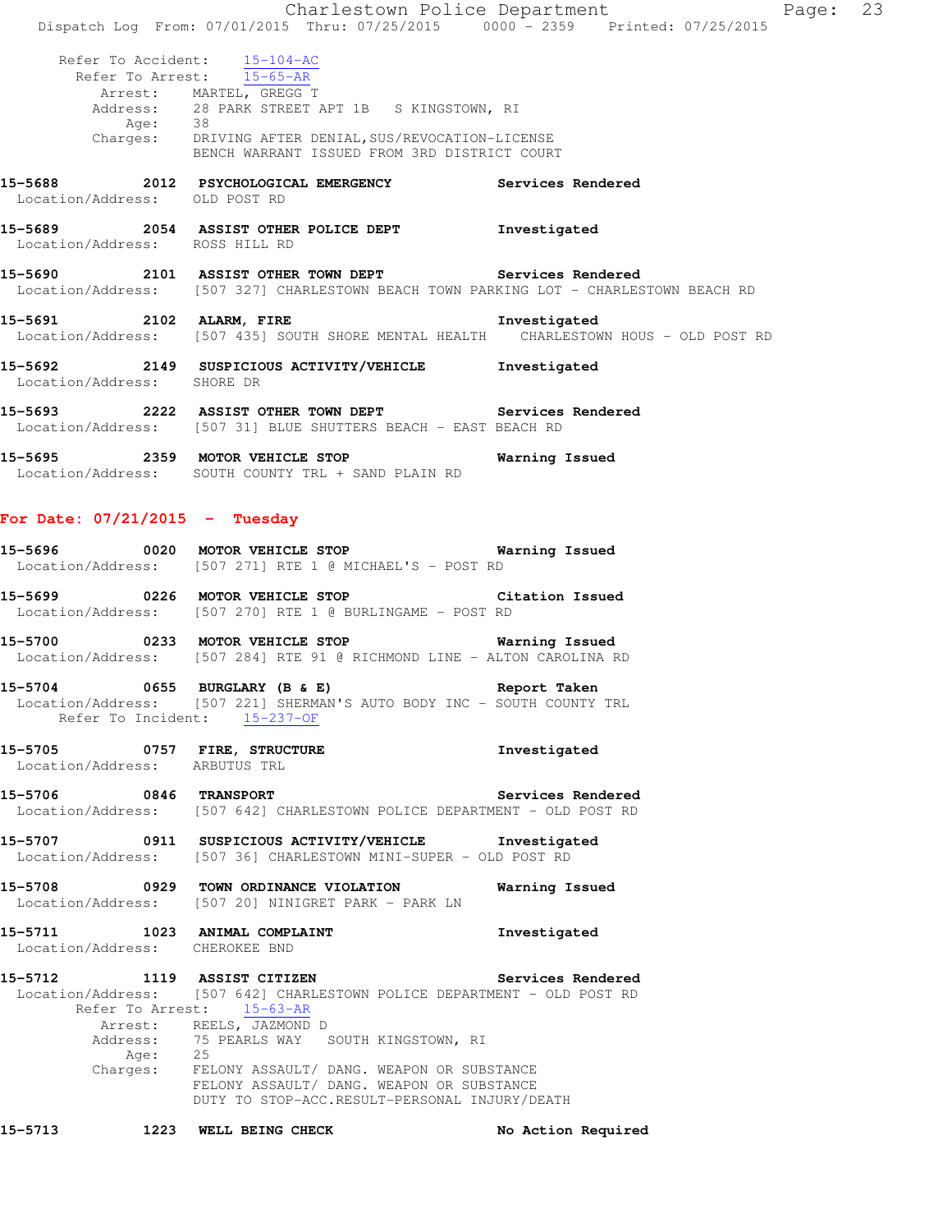Refer To Accident: 15-104-AC
Refer To Arrest: 15-65-AR
Arrest: MARTEL, GREGG T
Address: 28 PARK STREET APT 1B S KINGSTOWN, RI
Age: 38
Charges: DRIVING AFTER DENIAL,SUS/REVOCATION-LICENSE
BENCH WARRANT ISSUED FROM 3RD DISTRICT COURT

**15-5688 2012 PSYCHOLOGICAL EMERGENCY** **Services Rendered**
Location/Address: OLD POST RD

**15-5689 2054 ASSIST OTHER POLICE DEPT** **Investigated**
Location/Address: ROSS HILL RD

**15-5690 2101 ASSIST OTHER TOWN DEPT** **Services Rendered**
Location/Address: [507 327] CHARLESTOWN BEACH TOWN PARKING LOT - CHARLESTOWN BEACH RD

**15-5691 2102 ALARM, FIRE** **Investigated**
Location/Address: [507 435] SOUTH SHORE MENTAL HEALTH CHARLESTOWN HOUS - OLD POST RD

**15-5692 2149 SUSPICIOUS ACTIVITY/VEHICLE** **Investigated**
Location/Address: SHORE DR

**15-5693 2222 ASSIST OTHER TOWN DEPT** **Services Rendered**
Location/Address: [507 31] BLUE SHUTTERS BEACH - EAST BEACH RD

**15-5695 2359 MOTOR VEHICLE STOP** **Warning Issued**
Location/Address: SOUTH COUNTY TRL + SAND PLAIN RD

## For Date: 07/21/2015 - Tuesday

**15-5696 0020 MOTOR VEHICLE STOP** **Warning Issued**
Location/Address: [507 271] RTE 1 @ MICHAEL'S - POST RD

**15-5699 0226 MOTOR VEHICLE STOP** **Citation Issued**
Location/Address: [507 270] RTE 1 @ BURLINGAME - POST RD

**15-5700 0233 MOTOR VEHICLE STOP** **Warning Issued**
Location/Address: [507 284] RTE 91 @ RICHMOND LINE - ALTON CAROLINA RD

**15-5704 0655 BURGLARY (B & E)** **Report Taken**
Location/Address: [507 221] SHERMAN'S AUTO BODY INC - SOUTH COUNTY TRL
Refer To Incident: 15-237-OF

**15-5705 0757 FIRE, STRUCTURE** **Investigated**
Location/Address: ARBUTUS TRL

**15-5706 0846 TRANSPORT** **Services Rendered**
Location/Address: [507 642] CHARLESTOWN POLICE DEPARTMENT - OLD POST RD

**15-5707 0911 SUSPICIOUS ACTIVITY/VEHICLE** **Investigated**
Location/Address: [507 36] CHARLESTOWN MINI-SUPER - OLD POST RD

**15-5708 0929 TOWN ORDINANCE VIOLATION** **Warning Issued**
Location/Address: [507 20] NINIGRET PARK - PARK LN

**15-5711 1023 ANIMAL COMPLAINT** **Investigated**
Location/Address: CHEROKEE BND

**15-5712 1119 ASSIST CITIZEN** **Services Rendered**
Location/Address: [507 642] CHARLESTOWN POLICE DEPARTMENT - OLD POST RD
Refer To Arrest: 15-63-AR
Arrest: REELS, JAZMOND D
Address: 75 PEARLS WAY SOUTH KINGSTOWN, RI
Age: 25
Charges: FELONY ASSAULT/ DANG. WEAPON OR SUBSTANCE
FELONY ASSAULT/ DANG. WEAPON OR SUBSTANCE
DUTY TO STOP-ACC.RESULT-PERSONAL INJURY/DEATH

**15-5713 1223 WELL BEING CHECK** **No Action Required**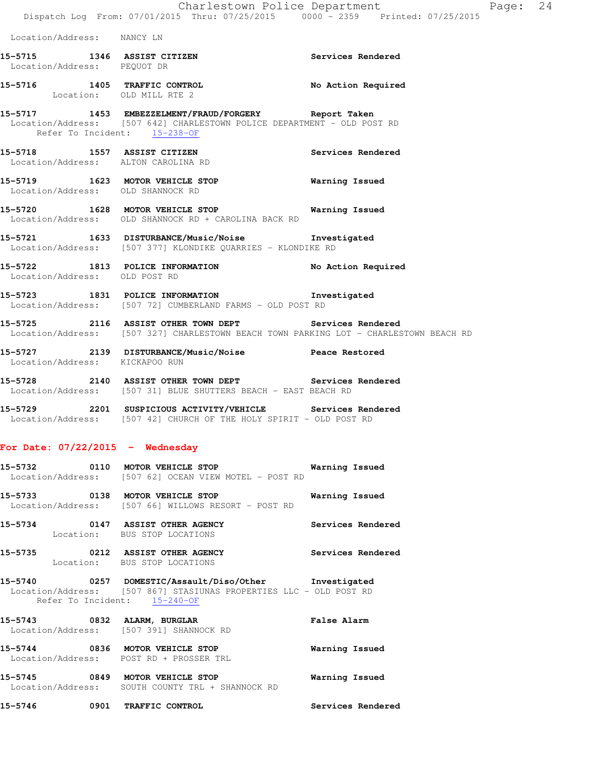Location/Address: NANCY LN

**15-5715 1346 ASSIST CITIZEN** Services Rendered
Location/Address: PEQUOT DR

**15-5716 1405 TRAFFIC CONTROL** No Action Required
Location: OLD MILL RTE 2

**15-5717 1453 EMBEZZELMENT/FRAUD/FORGERY** Report Taken
Location/Address: [507 642] CHARLESTOWN POLICE DEPARTMENT - OLD POST RD
Refer To Incident: 15-238-OF

**15-5718 1557 ASSIST CITIZEN** Services Rendered
Location/Address: ALTON CAROLINA RD

**15-5719 1623 MOTOR VEHICLE STOP** Warning Issued
Location/Address: OLD SHANNOCK RD

**15-5720 1628 MOTOR VEHICLE STOP** Warning Issued
Location/Address: OLD SHANNOCK RD + CAROLINA BACK RD

**15-5721 1633 DISTURBANCE/Music/Noise** Investigated
Location/Address: [507 377] KLONDIKE QUARRIES - KLONDIKE RD

**15-5722 1813 POLICE INFORMATION** No Action Required
Location/Address: OLD POST RD

**15-5723 1831 POLICE INFORMATION** Investigated
Location/Address: [507 72] CUMBERLAND FARMS - OLD POST RD

**15-5725 2116 ASSIST OTHER TOWN DEPT** Services Rendered
Location/Address: [507 327] CHARLESTOWN BEACH TOWN PARKING LOT - CHARLESTOWN BEACH RD

**15-5727 2139 DISTURBANCE/Music/Noise** Peace Restored
Location/Address: KICKAPOO RUN

**15-5728 2140 ASSIST OTHER TOWN DEPT** Services Rendered
Location/Address: [507 31] BLUE SHUTTERS BEACH - EAST BEACH RD

**15-5729 2201 SUSPICIOUS ACTIVITY/VEHICLE** Services Rendered
Location/Address: [507 42] CHURCH OF THE HOLY SPIRIT - OLD POST RD

## For Date: 07/22/2015 - Wednesday

**15-5732 0110 MOTOR VEHICLE STOP** Warning Issued
Location/Address: [507 62] OCEAN VIEW MOTEL - POST RD

**15-5733 0138 MOTOR VEHICLE STOP** Warning Issued
Location/Address: [507 66] WILLOWS RESORT - POST RD

**15-5734 0147 ASSIST OTHER AGENCY** Services Rendered
Location: BUS STOP LOCATIONS

**15-5735 0212 ASSIST OTHER AGENCY** Services Rendered
Location: BUS STOP LOCATIONS

**15-5740 0257 DOMESTIC/Assault/Diso/Other** Investigated
Location/Address: [507 867] STASIUNAS PROPERTIES LLC - OLD POST RD
Refer To Incident: 15-240-OF

**15-5743 0832 ALARM, BURGLAR** False Alarm
Location/Address: [507 391] SHANNOCK RD

**15-5744 0836 MOTOR VEHICLE STOP** Warning Issued
Location/Address: POST RD + PROSSER TRL

**15-5745 0849 MOTOR VEHICLE STOP** Warning Issued
Location/Address: SOUTH COUNTY TRL + SHANNOCK RD

**15-5746 0901 TRAFFIC CONTROL** Services Rendered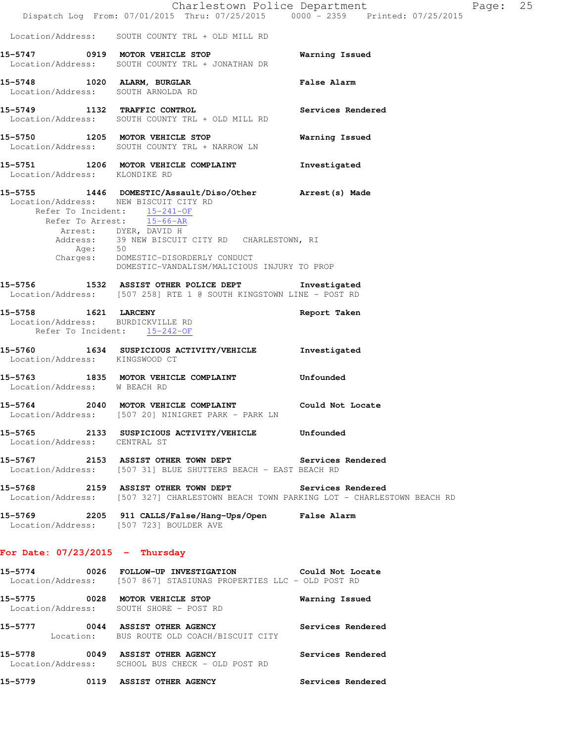Location/Address: SOUTH COUNTY TRL + OLD MILL RD

**15-5747 0919 MOTOR VEHICLE STOP** — Warning Issued
Location/Address: SOUTH COUNTY TRL + JONATHAN DR

**15-5748 1020 ALARM, BURGLAR** — False Alarm
Location/Address: SOUTH ARNOLDA RD

**15-5749 1132 TRAFFIC CONTROL** — Services Rendered
Location/Address: SOUTH COUNTY TRL + OLD MILL RD

**15-5750 1205 MOTOR VEHICLE STOP** — Warning Issued
Location/Address: SOUTH COUNTY TRL + NARROW LN

**15-5751 1206 MOTOR VEHICLE COMPLAINT** — Investigated
Location/Address: KLONDIKE RD

**15-5755 1446 DOMESTIC/Assault/Diso/Other** — Arrest(s) Made
Location/Address: NEW BISCUIT CITY RD
Refer To Incident: 15-241-OF
Refer To Arrest: 15-66-AR
Arrest: DYER, DAVID H
Address: 39 NEW BISCUIT CITY RD CHARLESTOWN, RI
Age: 50
Charges: DOMESTIC-DISORDERLY CONDUCT
DOMESTIC-VANDALISM/MALICIOUS INJURY TO PROP

**15-5756 1532 ASSIST OTHER POLICE DEPT** — Investigated
Location/Address: [507 258] RTE 1 @ SOUTH KINGSTOWN LINE - POST RD

**15-5758 1621 LARCENY** — Report Taken
Location/Address: BURDICKVILLE RD
Refer To Incident: 15-242-OF

**15-5760 1634 SUSPICIOUS ACTIVITY/VEHICLE** — Investigated
Location/Address: KINGSWOOD CT

**15-5763 1835 MOTOR VEHICLE COMPLAINT** — Unfounded
Location/Address: W BEACH RD

**15-5764 2040 MOTOR VEHICLE COMPLAINT** — Could Not Locate
Location/Address: [507 20] NINIGRET PARK - PARK LN

**15-5765 2133 SUSPICIOUS ACTIVITY/VEHICLE** — Unfounded
Location/Address: CENTRAL ST

**15-5767 2153 ASSIST OTHER TOWN DEPT** — Services Rendered
Location/Address: [507 31] BLUE SHUTTERS BEACH - EAST BEACH RD

**15-5768 2159 ASSIST OTHER TOWN DEPT** — Services Rendered
Location/Address: [507 327] CHARLESTOWN BEACH TOWN PARKING LOT - CHARLESTOWN BEACH RD

**15-5769 2205 911 CALLS/False/Hang-Ups/Open** — False Alarm
Location/Address: [507 723] BOULDER AVE

## For Date: 07/23/2015 - Thursday

**15-5774 0026 FOLLOW-UP INVESTIGATION** — Could Not Locate
Location/Address: [507 867] STASIUNAS PROPERTIES LLC - OLD POST RD

**15-5775 0028 MOTOR VEHICLE STOP** — Warning Issued
Location/Address: SOUTH SHORE - POST RD

**15-5777 0044 ASSIST OTHER AGENCY** — Services Rendered
Location: BUS ROUTE OLD COACH/BISCUIT CITY

**15-5778 0049 ASSIST OTHER AGENCY** — Services Rendered
Location/Address: SCHOOL BUS CHECK - OLD POST RD

**15-5779 0119 ASSIST OTHER AGENCY** — Services Rendered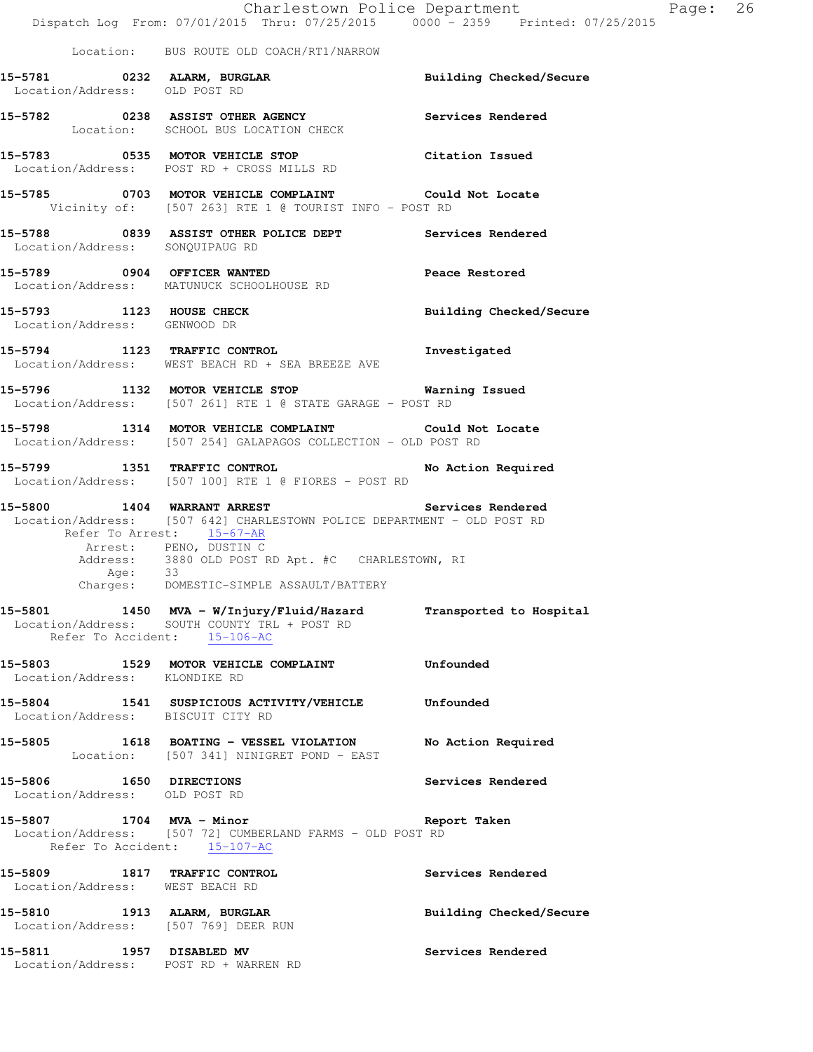Location: BUS ROUTE OLD COACH/RT1/NARROW

**15-5781 0232 ALARM, BURGLAR** Building Checked/Secure
Location/Address: OLD POST RD

**15-5782 0238 ASSIST OTHER AGENCY** Services Rendered
Location: SCHOOL BUS LOCATION CHECK

**15-5783 0535 MOTOR VEHICLE STOP** Citation Issued
Location/Address: POST RD + CROSS MILLS RD

**15-5785 0703 MOTOR VEHICLE COMPLAINT** Could Not Locate
Vicinity of: [507 263] RTE 1 @ TOURIST INFO - POST RD

**15-5788 0839 ASSIST OTHER POLICE DEPT** Services Rendered
Location/Address: SONQUIPAUG RD

**15-5789 0904 OFFICER WANTED** Peace Restored
Location/Address: MATUNUCK SCHOOLHOUSE RD

**15-5793 1123 HOUSE CHECK** Building Checked/Secure
Location/Address: GENWOOD DR

**15-5794 1123 TRAFFIC CONTROL** Investigated
Location/Address: WEST BEACH RD + SEA BREEZE AVE

**15-5796 1132 MOTOR VEHICLE STOP** Warning Issued
Location/Address: [507 261] RTE 1 @ STATE GARAGE - POST RD

**15-5798 1314 MOTOR VEHICLE COMPLAINT** Could Not Locate
Location/Address: [507 254] GALAPAGOS COLLECTION - OLD POST RD

**15-5799 1351 TRAFFIC CONTROL** No Action Required
Location/Address: [507 100] RTE 1 @ FIORES - POST RD

**15-5800 1404 WARRANT ARREST** Services Rendered
Location/Address: [507 642] CHARLESTOWN POLICE DEPARTMENT - OLD POST RD
Refer To Arrest: 15-67-AR
Arrest: PENO, DUSTIN C
Address: 3880 OLD POST RD Apt. #C CHARLESTOWN, RI
Age: 33
Charges: DOMESTIC-SIMPLE ASSAULT/BATTERY

**15-5801 1450 MVA - W/Injury/Fluid/Hazard** Transported to Hospital
Location/Address: SOUTH COUNTY TRL + POST RD
Refer To Accident: 15-106-AC

**15-5803 1529 MOTOR VEHICLE COMPLAINT** Unfounded
Location/Address: KLONDIKE RD

**15-5804 1541 SUSPICIOUS ACTIVITY/VEHICLE** Unfounded
Location/Address: BISCUIT CITY RD

**15-5805 1618 BOATING - VESSEL VIOLATION** No Action Required
Location: [507 341] NINIGRET POND - EAST

**15-5806 1650 DIRECTIONS** Services Rendered
Location/Address: OLD POST RD

**15-5807 1704 MVA - Minor** Report Taken
Location/Address: [507 72] CUMBERLAND FARMS - OLD POST RD
Refer To Accident: 15-107-AC

**15-5809 1817 TRAFFIC CONTROL** Services Rendered
Location/Address: WEST BEACH RD

**15-5810 1913 ALARM, BURGLAR** Building Checked/Secure
Location/Address: [507 769] DEER RUN

**15-5811 1957 DISABLED MV** Services Rendered
Location/Address: POST RD + WARREN RD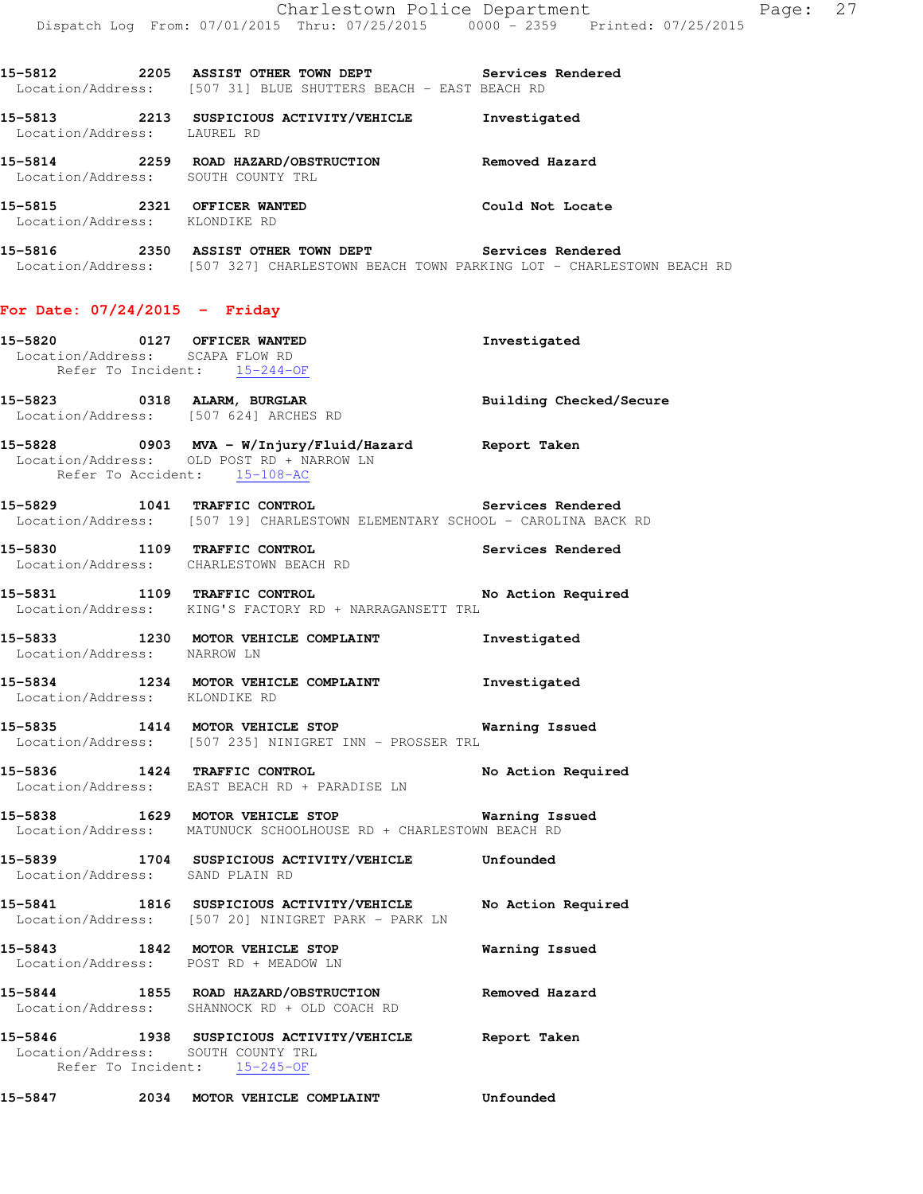15-5812 2205 ASSIST OTHER TOWN DEPT Services Rendered
Location/Address: [507 31] BLUE SHUTTERS BEACH - EAST BEACH RD

15-5813 2213 SUSPICIOUS ACTIVITY/VEHICLE Investigated
Location/Address: LAUREL RD

15-5814 2259 ROAD HAZARD/OBSTRUCTION Removed Hazard
Location/Address: SOUTH COUNTY TRL

15-5815 2321 OFFICER WANTED Could Not Locate
Location/Address: KLONDIKE RD

15-5816 2350 ASSIST OTHER TOWN DEPT Services Rendered
Location/Address: [507 327] CHARLESTOWN BEACH TOWN PARKING LOT - CHARLESTOWN BEACH RD

## For Date: 07/24/2015 - Friday

15-5820 0127 OFFICER WANTED Investigated
Location/Address: SCAPA FLOW RD
Refer To Incident: 15-244-OF

15-5823 0318 ALARM, BURGLAR Building Checked/Secure
Location/Address: [507 624] ARCHES RD

15-5828 0903 MVA - W/Injury/Fluid/Hazard Report Taken
Location/Address: OLD POST RD + NARROW LN
Refer To Accident: 15-108-AC

15-5829 1041 TRAFFIC CONTROL Services Rendered
Location/Address: [507 19] CHARLESTOWN ELEMENTARY SCHOOL - CAROLINA BACK RD

15-5830 1109 TRAFFIC CONTROL Services Rendered
Location/Address: CHARLESTOWN BEACH RD

15-5831 1109 TRAFFIC CONTROL No Action Required
Location/Address: KING'S FACTORY RD + NARRAGANSETT TRL

15-5833 1230 MOTOR VEHICLE COMPLAINT Investigated
Location/Address: NARROW LN

15-5834 1234 MOTOR VEHICLE COMPLAINT Investigated
Location/Address: KLONDIKE RD

15-5835 1414 MOTOR VEHICLE STOP Warning Issued
Location/Address: [507 235] NINIGRET INN - PROSSER TRL

15-5836 1424 TRAFFIC CONTROL No Action Required
Location/Address: EAST BEACH RD + PARADISE LN

15-5838 1629 MOTOR VEHICLE STOP Warning Issued
Location/Address: MATUNUCK SCHOOLHOUSE RD + CHARLESTOWN BEACH RD

15-5839 1704 SUSPICIOUS ACTIVITY/VEHICLE Unfounded
Location/Address: SAND PLAIN RD

15-5841 1816 SUSPICIOUS ACTIVITY/VEHICLE No Action Required
Location/Address: [507 20] NINIGRET PARK - PARK LN

15-5843 1842 MOTOR VEHICLE STOP Warning Issued
Location/Address: POST RD + MEADOW LN

15-5844 1855 ROAD HAZARD/OBSTRUCTION Removed Hazard
Location/Address: SHANNOCK RD + OLD COACH RD

15-5846 1938 SUSPICIOUS ACTIVITY/VEHICLE Report Taken
Location/Address: SOUTH COUNTY TRL
Refer To Incident: 15-245-OF

15-5847 2034 MOTOR VEHICLE COMPLAINT Unfounded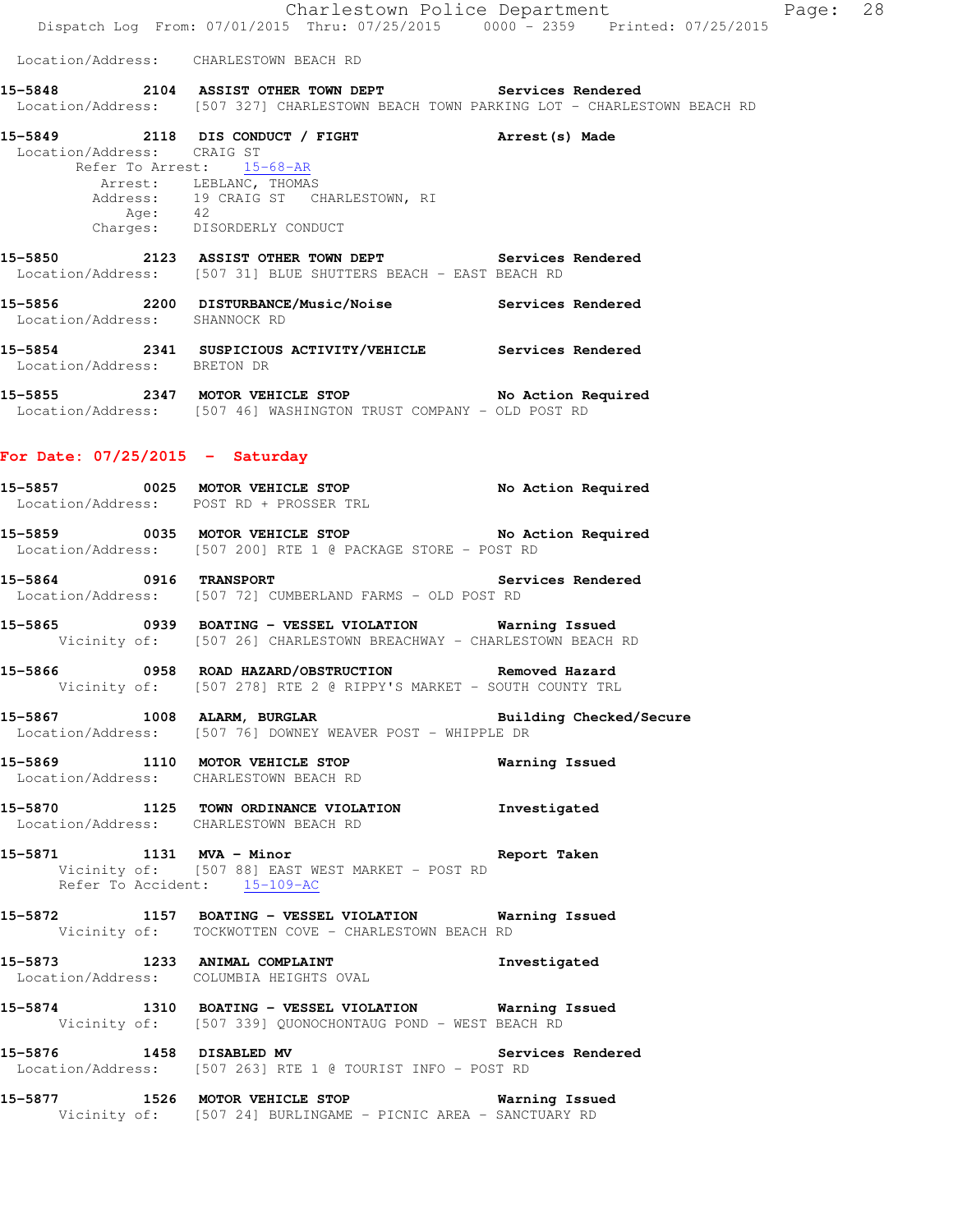Location/Address: CHARLESTOWN BEACH RD

**15-5848 2104 ASSIST OTHER TOWN DEPT Services Rendered**
Location/Address: [507 327] CHARLESTOWN BEACH TOWN PARKING LOT - CHARLESTOWN BEACH RD

**15-5849 2118 DIS CONDUCT / FIGHT Arrest(s) Made**
Location/Address: CRAIG ST
Refer To Arrest: 15-68-AR
Arrest: LEBLANC, THOMAS
Address: 19 CRAIG ST CHARLESTOWN, RI
Age: 42
Charges: DISORDERLY CONDUCT

**15-5850 2123 ASSIST OTHER TOWN DEPT Services Rendered**
Location/Address: [507 31] BLUE SHUTTERS BEACH - EAST BEACH RD

**15-5856 2200 DISTURBANCE/Music/Noise Services Rendered**
Location/Address: SHANNOCK RD

**15-5854 2341 SUSPICIOUS ACTIVITY/VEHICLE Services Rendered**
Location/Address: BRETON DR

**15-5855 2347 MOTOR VEHICLE STOP No Action Required**
Location/Address: [507 46] WASHINGTON TRUST COMPANY - OLD POST RD

## For Date: 07/25/2015 - Saturday

**15-5857 0025 MOTOR VEHICLE STOP No Action Required**
Location/Address: POST RD + PROSSER TRL

**15-5859 0035 MOTOR VEHICLE STOP No Action Required**
Location/Address: [507 200] RTE 1 @ PACKAGE STORE - POST RD

**15-5864 0916 TRANSPORT Services Rendered**
Location/Address: [507 72] CUMBERLAND FARMS - OLD POST RD

**15-5865 0939 BOATING - VESSEL VIOLATION Warning Issued**
Vicinity of: [507 26] CHARLESTOWN BREACHWAY - CHARLESTOWN BEACH RD

**15-5866 0958 ROAD HAZARD/OBSTRUCTION Removed Hazard**
Vicinity of: [507 278] RTE 2 @ RIPPY'S MARKET - SOUTH COUNTY TRL

**15-5867 1008 ALARM, BURGLAR Building Checked/Secure**
Location/Address: [507 76] DOWNEY WEAVER POST - WHIPPLE DR

**15-5869 1110 MOTOR VEHICLE STOP Warning Issued**
Location/Address: CHARLESTOWN BEACH RD

**15-5870 1125 TOWN ORDINANCE VIOLATION Investigated**
Location/Address: CHARLESTOWN BEACH RD

**15-5871 1131 MVA - Minor Report Taken**
Vicinity of: [507 88] EAST WEST MARKET - POST RD
Refer To Accident: 15-109-AC

**15-5872 1157 BOATING - VESSEL VIOLATION Warning Issued**
Vicinity of: TOCKWOTTEN COVE - CHARLESTOWN BEACH RD

**15-5873 1233 ANIMAL COMPLAINT Investigated**
Location/Address: COLUMBIA HEIGHTS OVAL

**15-5874 1310 BOATING - VESSEL VIOLATION Warning Issued**
Vicinity of: [507 339] QUONOCHONTAUG POND - WEST BEACH RD

**15-5876 1458 DISABLED MV Services Rendered**
Location/Address: [507 263] RTE 1 @ TOURIST INFO - POST RD

**15-5877 1526 MOTOR VEHICLE STOP Warning Issued**
Vicinity of: [507 24] BURLINGAME - PICNIC AREA - SANCTUARY RD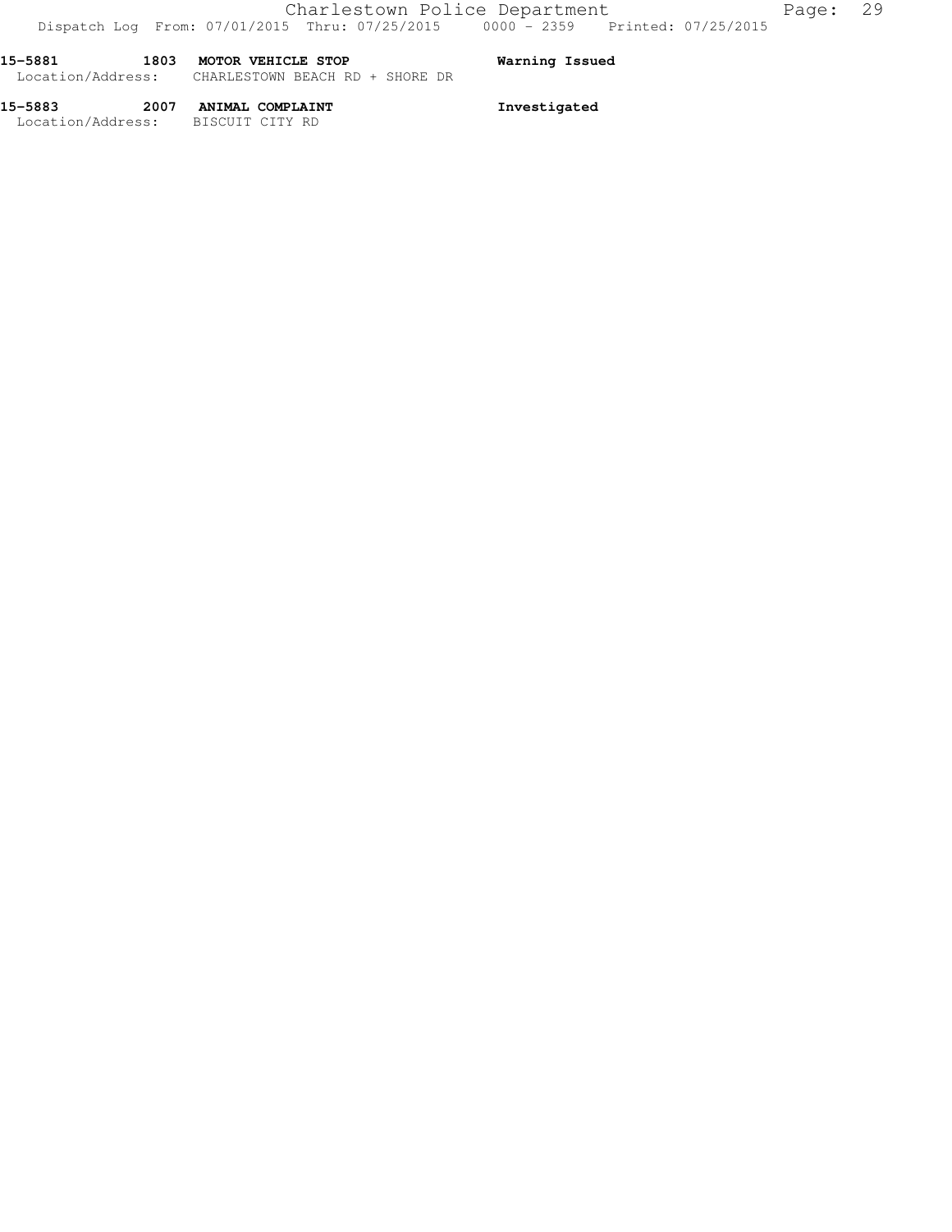**15-5881 1803 MOTOR VEHICLE STOP** **Warning Issued**
Location/Address: CHARLESTOWN BEACH RD + SHORE DR

**15-5883 2007 ANIMAL COMPLAINT** **Investigated**
Location/Address: BISCUIT CITY RD